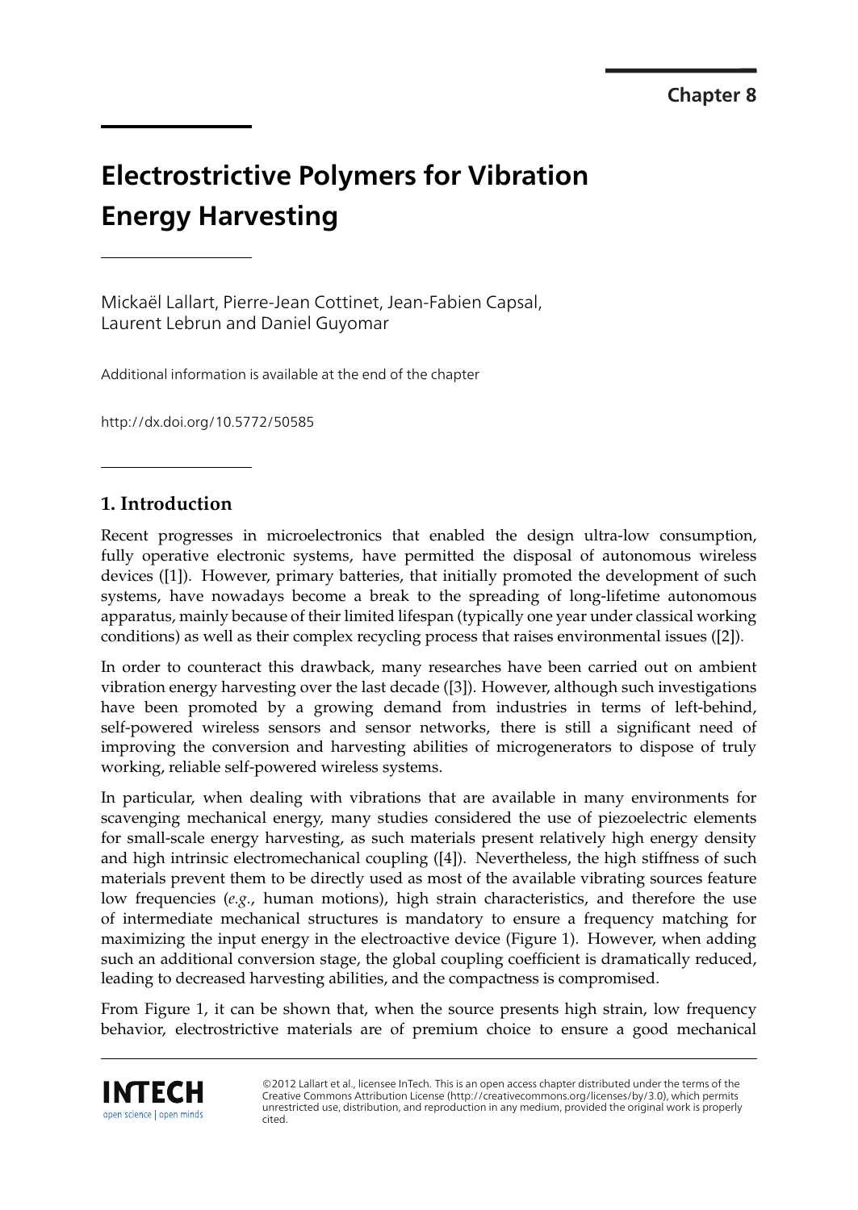Chapter 8

# Electrostrictive Polymers for Vibration Energy Harvesting

Mickaël Lallart, Pierre-Jean Cottinet, Jean-Fabien Capsal, Laurent Lebrun and Daniel Guyomar

Additional information is available at the end of the chapter

http://dx.doi.org/10.5772/50585

## 1. Introduction

Recent progresses in microelectronics that enabled the design ultra-low consumption, fully operative electronic systems, have permitted the disposal of autonomous wireless devices ([1]). However, primary batteries, that initially promoted the development of such systems, have nowadays become a break to the spreading of long-lifetime autonomous apparatus, mainly because of their limited lifespan (typically one year under classical working conditions) as well as their complex recycling process that raises environmental issues ([2]).

In order to counteract this drawback, many researches have been carried out on ambient vibration energy harvesting over the last decade ([3]). However, although such investigations have been promoted by a growing demand from industries in terms of left-behind, self-powered wireless sensors and sensor networks, there is still a significant need of improving the conversion and harvesting abilities of microgenerators to dispose of truly working, reliable self-powered wireless systems.

In particular, when dealing with vibrations that are available in many environments for scavenging mechanical energy, many studies considered the use of piezoelectric elements for small-scale energy harvesting, as such materials present relatively high energy density and high intrinsic electromechanical coupling ([4]). Nevertheless, the high stiffness of such materials prevent them to be directly used as most of the available vibrating sources feature low frequencies (*e.g.*, human motions), high strain characteristics, and therefore the use of intermediate mechanical structures is mandatory to ensure a frequency matching for maximizing the input energy in the electroactive device (Figure 1). However, when adding such an additional conversion stage, the global coupling coefficient is dramatically reduced, leading to decreased harvesting abilities, and the compactness is compromised.

From Figure 1, it can be shown that, when the source presents high strain, low frequency behavior, electrostrictive materials are of premium choice to ensure a good mechanical

©2012 Lallart et al., licensee InTech. This is an open access chapter distributed under the terms of the Creative Commons Attribution License (http://creativecommons.org/licenses/by/3.0), which permits unrestricted use, distribution, and reproduction in any medium, provided the original work is properly cited.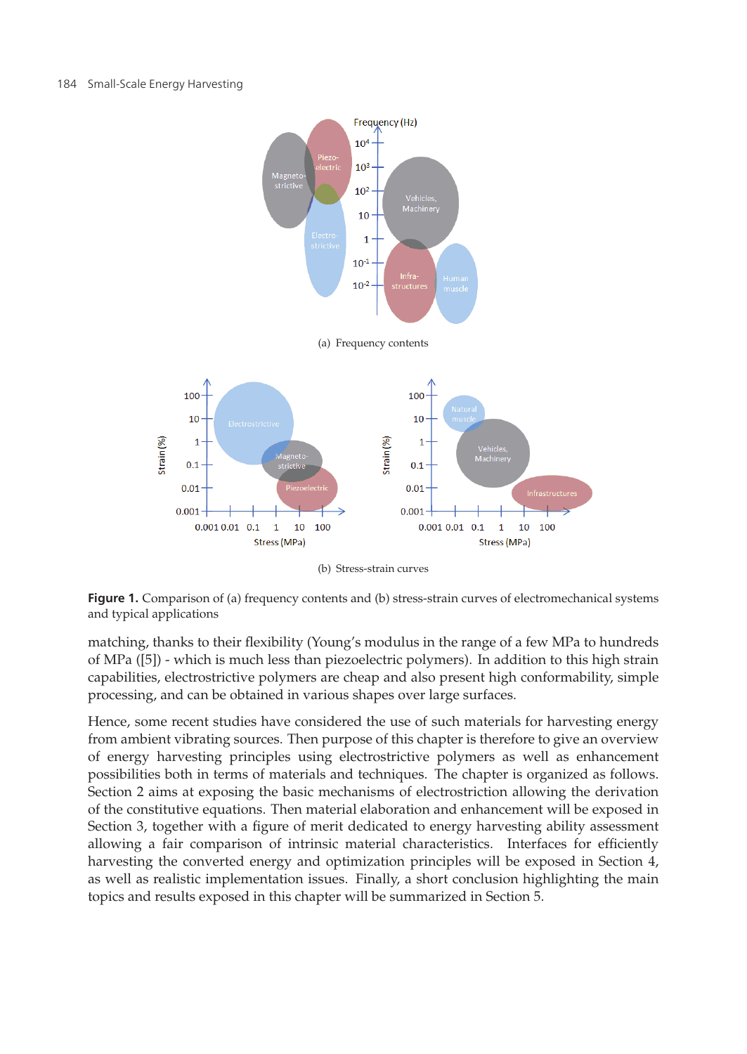(a) Frequency contents

(b) Stress-strain curves

**Figure 1.** Comparison of (a) frequency contents and (b) stress-strain curves of electromechanical systems and typical applications

matching, thanks to their flexibility (Young's modulus in the range of a few MPa to hundreds of MPa ([5]) - which is much less than piezoelectric polymers). In addition to this high strain capabilities, electrostrictive polymers are cheap and also present high conformability, simple processing, and can be obtained in various shapes over large surfaces.

Hence, some recent studies have considered the use of such materials for harvesting energy from ambient vibrating sources. Then purpose of this chapter is therefore to give an overview of energy harvesting principles using electrostrictive polymers as well as enhancement possibilities both in terms of materials and techniques. The chapter is organized as follows. Section 2 aims at exposing the basic mechanisms of electrostriction allowing the derivation of the constitutive equations. Then material elaboration and enhancement will be exposed in Section 3, together with a figure of merit dedicated to energy harvesting ability assessment allowing a fair comparison of intrinsic material characteristics. Interfaces for efficiently harvesting the converted energy and optimization principles will be exposed in Section 4, as well as realistic implementation issues. Finally, a short conclusion highlighting the main topics and results exposed in this chapter will be summarized in Section 5.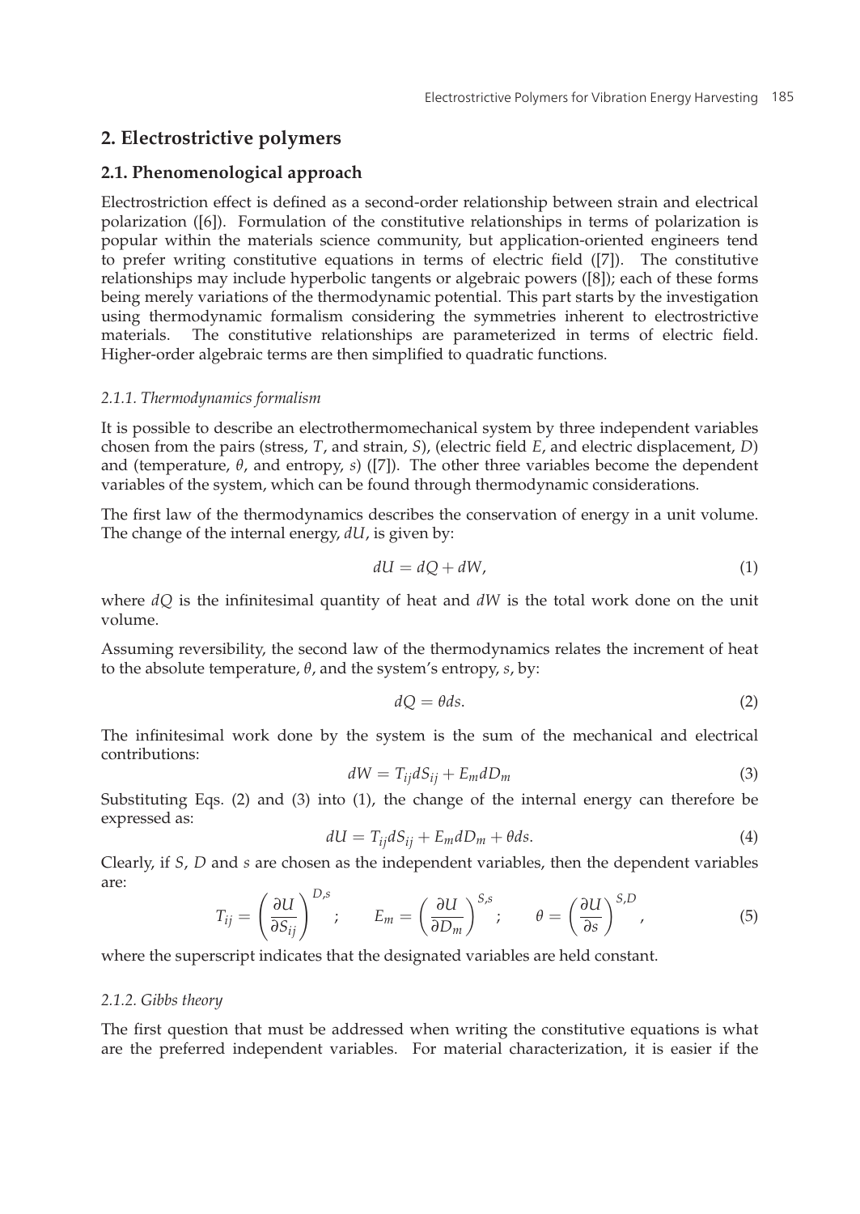## 2. Electrostrictive polymers

### 2.1. Phenomenological approach

Electrostriction effect is defined as a second-order relationship between strain and electrical polarization ([6]). Formulation of the constitutive relationships in terms of polarization is popular within the materials science community, but application-oriented engineers tend to prefer writing constitutive equations in terms of electric field ([7]). The constitutive relationships may include hyperbolic tangents or algebraic powers ([8]); each of these forms being merely variations of the thermodynamic potential. This part starts by the investigation using thermodynamic formalism considering the symmetries inherent to electrostrictive materials. The constitutive relationships are parameterized in terms of electric field. Higher-order algebraic terms are then simplified to quadratic functions.

#### *2.1.1. Thermodynamics formalism*

It is possible to describe an electrothermomechanical system by three independent variables chosen from the pairs (stress, $T$, and strain, $S$), (electric field $E$, and electric displacement, $D$) and (temperature, $\theta$, and entropy, $s$) ([7]). The other three variables become the dependent variables of the system, which can be found through thermodynamic considerations.

The first law of the thermodynamics describes the conservation of energy in a unit volume. The change of the internal energy, $dU$, is given by:

$$dU = dQ + dW, \tag{1}$$

where $dQ$ is the infinitesimal quantity of heat and $dW$ is the total work done on the unit volume.

Assuming reversibility, the second law of the thermodynamics relates the increment of heat to the absolute temperature, $\theta$, and the system's entropy, $s$, by:

$$dQ = \theta ds. \tag{2}$$

The infinitesimal work done by the system is the sum of the mechanical and electrical contributions:

$$dW = T_{ij} dS_{ij} + E_m dD_m \tag{3}$$

Substituting Eqs. (2) and (3) into (1), the change of the internal energy can therefore be expressed as:

$$dU = T_{ij} dS_{ij} + E_m dD_m + \theta ds. \tag{4}$$

Clearly, if $S$, $D$ and $s$ are chosen as the independent variables, then the dependent variables are:

$$T_{ij} = \left(\frac{\partial U}{\partial S_{ij}}\right)^{D,s}; \qquad E_m = \left(\frac{\partial U}{\partial D_m}\right)^{S,s}; \qquad \theta = \left(\frac{\partial U}{\partial s}\right)^{S,D}, \tag{5}$$

where the superscript indicates that the designated variables are held constant.

#### *2.1.2. Gibbs theory*

The first question that must be addressed when writing the constitutive equations is what are the preferred independent variables. For material characterization, it is easier if the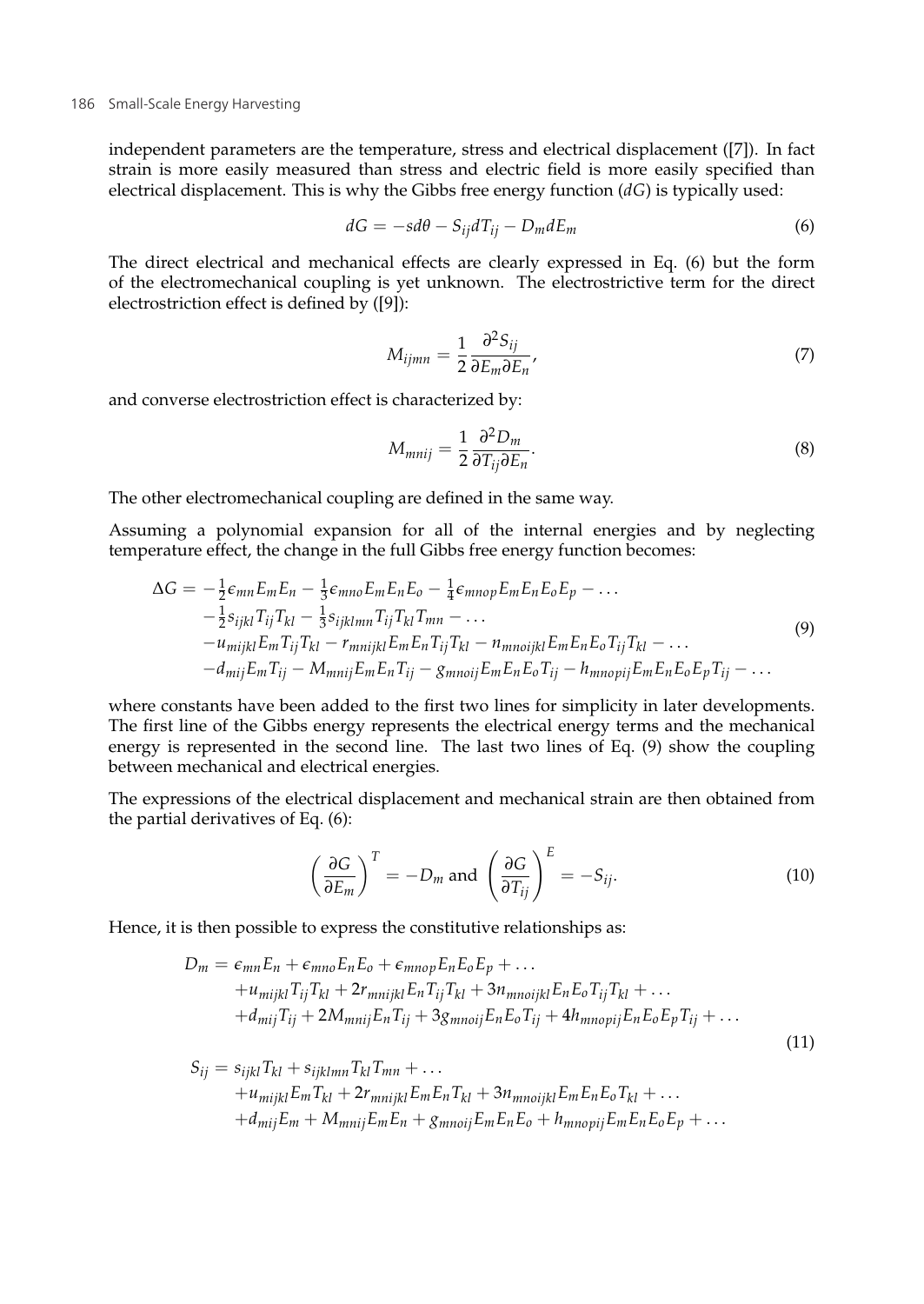independent parameters are the temperature, stress and electrical displacement ([7]). In fact strain is more easily measured than stress and electric field is more easily specified than electrical displacement. This is why the Gibbs free energy function ($dG$) is typically used:

$$dG = -s d\theta - S_{ij} dT_{ij} - D_m dE_m \tag{6}$$

The direct electrical and mechanical effects are clearly expressed in Eq. (6) but the form of the electromechanical coupling is yet unknown. The electrostrictive term for the direct electrostriction effect is defined by ([9]):

$$M_{ijmn} = \frac{1}{2} \frac{\partial^2 S_{ij}}{\partial E_m \partial E_n}, \tag{7}$$

and converse electrostriction effect is characterized by:

$$M_{mnij} = \frac{1}{2} \frac{\partial^2 D_m}{\partial T_{ij} \partial E_n}. \tag{8}$$

The other electromechanical coupling are defined in the same way.

Assuming a polynomial expansion for all of the internal energies and by neglecting temperature effect, the change in the full Gibbs free energy function becomes:

$$\begin{aligned}
\Delta G = & -\tfrac{1}{2}\epsilon_{mn} E_m E_n - \tfrac{1}{3}\epsilon_{mno} E_m E_n E_o - \tfrac{1}{4}\epsilon_{mnop} E_m E_n E_o E_p - \ldots \\
& -\tfrac{1}{2} s_{ijkl} T_{ij} T_{kl} - \tfrac{1}{3} s_{ijklmn} T_{ij} T_{kl} T_{mn} - \ldots \\
& -u_{mijkl} E_m T_{ij} T_{kl} - r_{mnijkl} E_m E_n T_{ij} T_{kl} - n_{mnoijkl} E_m E_n E_o T_{ij} T_{kl} - \ldots \\
& -d_{mij} E_m T_{ij} - M_{mnij} E_m E_n T_{ij} - g_{mnoij} E_m E_n E_o T_{ij} - h_{mnopij} E_m E_n E_o E_p T_{ij} - \ldots
\end{aligned} \tag{9}$$

where constants have been added to the first two lines for simplicity in later developments. The first line of the Gibbs energy represents the electrical energy terms and the mechanical energy is represented in the second line. The last two lines of Eq. (9) show the coupling between mechanical and electrical energies.

The expressions of the electrical displacement and mechanical strain are then obtained from the partial derivatives of Eq. (6):

$$\left(\frac{\partial G}{\partial E_m}\right)^T = -D_m \text{ and } \left(\frac{\partial G}{\partial T_{ij}}\right)^E = -S_{ij}. \tag{10}$$

Hence, it is then possible to express the constitutive relationships as:

$$\begin{aligned}
D_m = & \ \epsilon_{mn} E_n + \epsilon_{mno} E_n E_o + \epsilon_{mnop} E_n E_o E_p + \ldots \\
& + u_{mijkl} T_{ij} T_{kl} + 2 r_{mnijkl} E_n T_{ij} T_{kl} + 3 n_{mnoijkl} E_n E_o T_{ij} T_{kl} + \ldots \\
& + d_{mij} T_{ij} + 2 M_{mnij} E_n T_{ij} + 3 g_{mnoij} E_n E_o T_{ij} + 4 h_{mnopij} E_n E_o E_p T_{ij} + \ldots \\
S_{ij} = & \ s_{ijkl} T_{kl} + s_{ijklmn} T_{kl} T_{mn} + \ldots \\
& + u_{mijkl} E_m T_{kl} + 2 r_{mnijkl} E_m E_n T_{kl} + 3 n_{mnoijkl} E_m E_n E_o T_{kl} + \ldots \\
& + d_{mij} E_m + M_{mnij} E_m E_n + g_{mnoij} E_m E_n E_o + h_{mnopij} E_m E_n E_o E_p + \ldots
\end{aligned} \tag{11}$$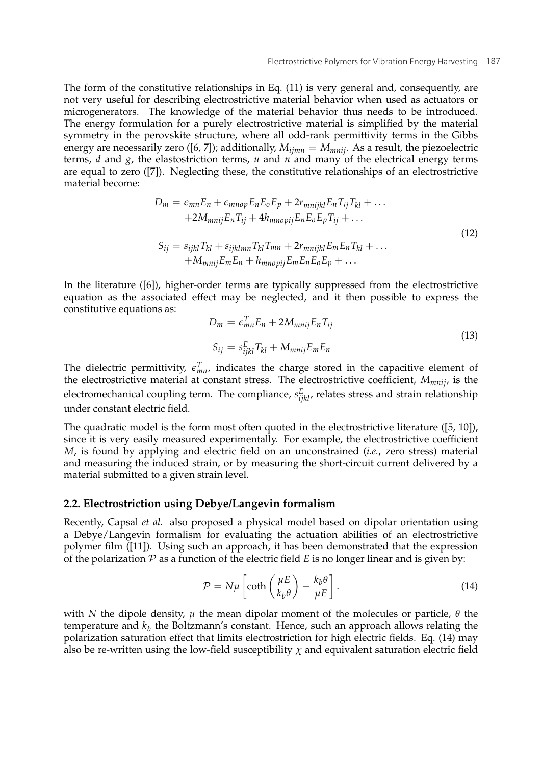The form of the constitutive relationships in Eq. (11) is very general and, consequently, are not very useful for describing electrostrictive material behavior when used as actuators or microgenerators. The knowledge of the material behavior thus needs to be introduced. The energy formulation for a purely electrostrictive material is simplified by the material symmetry in the perovskite structure, where all odd-rank permittivity terms in the Gibbs energy are necessarily zero ([6, 7]); additionally, $M_{ijmn} = M_{mnij}$. As a result, the piezoelectric terms, $d$ and $g$, the elastostriction terms, $u$ and $n$ and many of the electrical energy terms are equal to zero ([7]). Neglecting these, the constitutive relationships of an electrostrictive material become:

$$
\begin{aligned}
D_m &= \epsilon_{mn} E_n + \epsilon_{mnop} E_n E_o E_p + 2 r_{mnijkl} E_n T_{ij} T_{kl} + \ldots \\
&\quad + 2 M_{mnij} E_n T_{ij} + 4 h_{mnopij} E_n E_o E_p T_{ij} + \ldots \\
S_{ij} &= s_{ijkl} T_{kl} + s_{ijklmn} T_{kl} T_{mn} + 2 r_{mnijkl} E_m E_n T_{kl} + \ldots \\
&\quad + M_{mnij} E_m E_n + h_{mnopij} E_m E_n E_o E_p + \ldots
\end{aligned}
\tag{12}
$$

In the literature ([6]), higher-order terms are typically suppressed from the electrostrictive equation as the associated effect may be neglected, and it then possible to express the constitutive equations as:

$$
\begin{aligned}
D_m &= \epsilon^T_{mn} E_n + 2 M_{mnij} E_n T_{ij} \\
S_{ij} &= s^E_{ijkl} T_{kl} + M_{mnij} E_m E_n
\end{aligned}
\tag{13}
$$

The dielectric permittivity, $\epsilon^T_{mn}$, indicates the charge stored in the capacitive element of the electrostrictive material at constant stress. The electrostrictive coefficient, $M_{mnij}$, is the electromechanical coupling term. The compliance, $s^E_{ijkl}$, relates stress and strain relationship under constant electric field.

The quadratic model is the form most often quoted in the electrostrictive literature ([5, 10]), since it is very easily measured experimentally. For example, the electrostrictive coefficient $M$, is found by applying and electric field on an unconstrained (*i.e.*, zero stress) material and measuring the induced strain, or by measuring the short-circuit current delivered by a material submitted to a given strain level.

### 2.2. Electrostriction using Debye/Langevin formalism

Recently, Capsal *et al.* also proposed a physical model based on dipolar orientation using a Debye/Langevin formalism for evaluating the actuation abilities of an electrostrictive polymer film ([11]). Using such an approach, it has been demonstrated that the expression of the polarization $\mathcal{P}$ as a function of the electric field $E$ is no longer linear and is given by:

$$
\mathcal{P} = N\mu \left[ \coth\left( \frac{\mu E}{k_b \theta} \right) - \frac{k_b \theta}{\mu E} \right].
\tag{14}
$$

with $N$ the dipole density, $\mu$ the mean dipolar moment of the molecules or particle, $\theta$ the temperature and $k_b$ the Boltzmann's constant. Hence, such an approach allows relating the polarization saturation effect that limits electrostriction for high electric fields. Eq. (14) may also be re-written using the low-field susceptibility $\chi$ and equivalent saturation electric field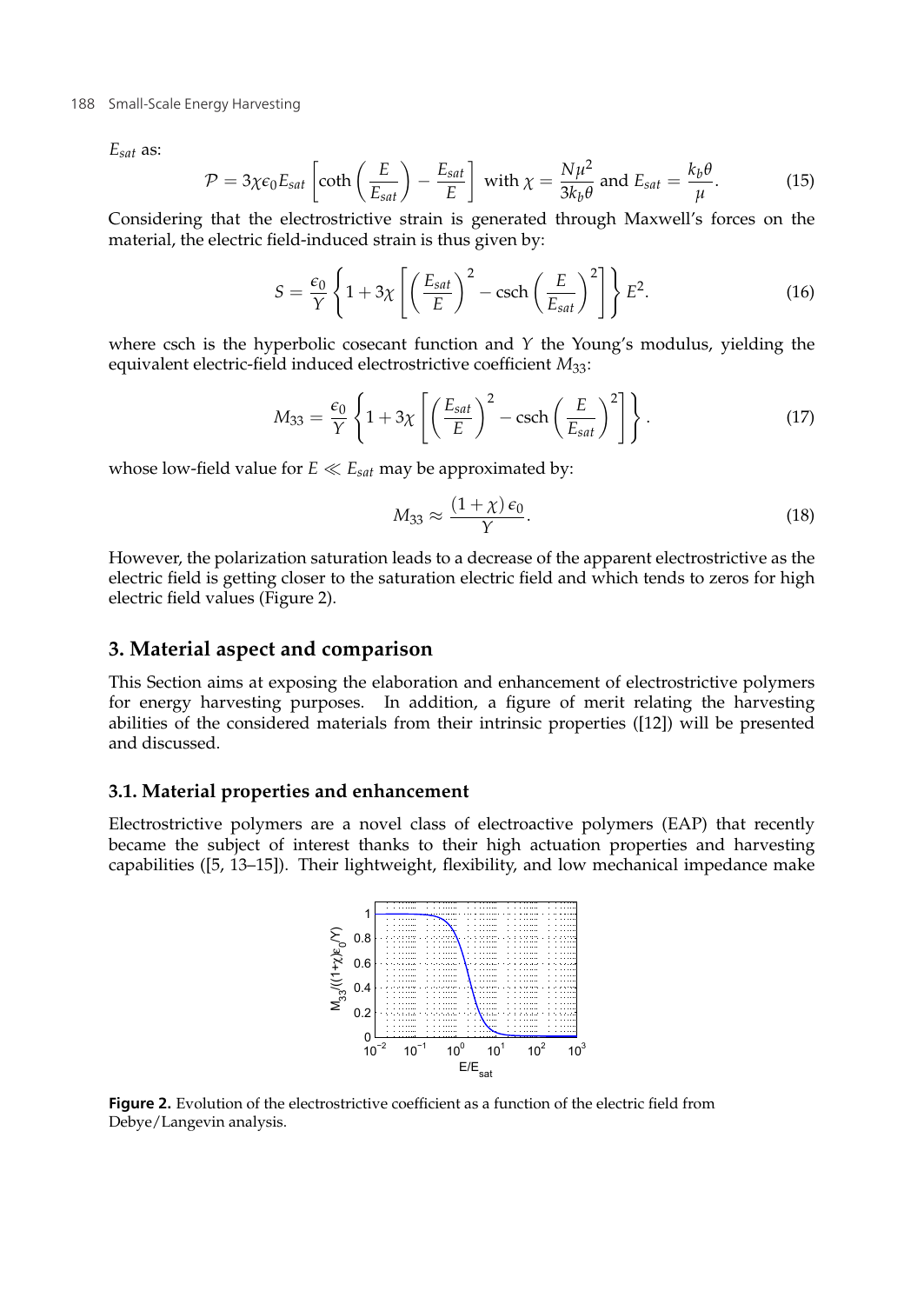$E_{sat}$ as:

$$\mathcal{P} = 3\chi\epsilon_0 E_{sat}\left[\coth\left(\frac{E}{E_{sat}}\right) - \frac{E_{sat}}{E}\right] \text{ with } \chi = \frac{N\mu^2}{3k_b\theta} \text{ and } E_{sat} = \frac{k_b\theta}{\mu}. \tag{15}$$

Considering that the electrostrictive strain is generated through Maxwell's forces on the material, the electric field-induced strain is thus given by:

$$S = \frac{\epsilon_0}{Y}\left\{1 + 3\chi\left[\left(\frac{E_{sat}}{E}\right)^2 - \text{csch}\left(\frac{E}{E_{sat}}\right)^2\right]\right\}E^2. \tag{16}$$

where csch is the hyperbolic cosecant function and $Y$ the Young's modulus, yielding the equivalent electric-field induced electrostrictive coefficient $M_{33}$:

$$M_{33} = \frac{\epsilon_0}{Y}\left\{1 + 3\chi\left[\left(\frac{E_{sat}}{E}\right)^2 - \text{csch}\left(\frac{E}{E_{sat}}\right)^2\right]\right\}. \tag{17}$$

whose low-field value for $E \ll E_{sat}$ may be approximated by:

$$M_{33} \approx \frac{(1+\chi)\,\epsilon_0}{Y}. \tag{18}$$

However, the polarization saturation leads to a decrease of the apparent electrostrictive as the electric field is getting closer to the saturation electric field and which tends to zeros for high electric field values (Figure 2).

## 3. Material aspect and comparison

This Section aims at exposing the elaboration and enhancement of electrostrictive polymers for energy harvesting purposes. In addition, a figure of merit relating the harvesting abilities of the considered materials from their intrinsic properties ([12]) will be presented and discussed.

### 3.1. Material properties and enhancement

Electrostrictive polymers are a novel class of electroactive polymers (EAP) that recently became the subject of interest thanks to their high actuation properties and harvesting capabilities ([5, 13–15]). Their lightweight, flexibility, and low mechanical impedance make

**Figure 2.** Evolution of the electrostrictive coefficient as a function of the electric field from Debye/Langevin analysis.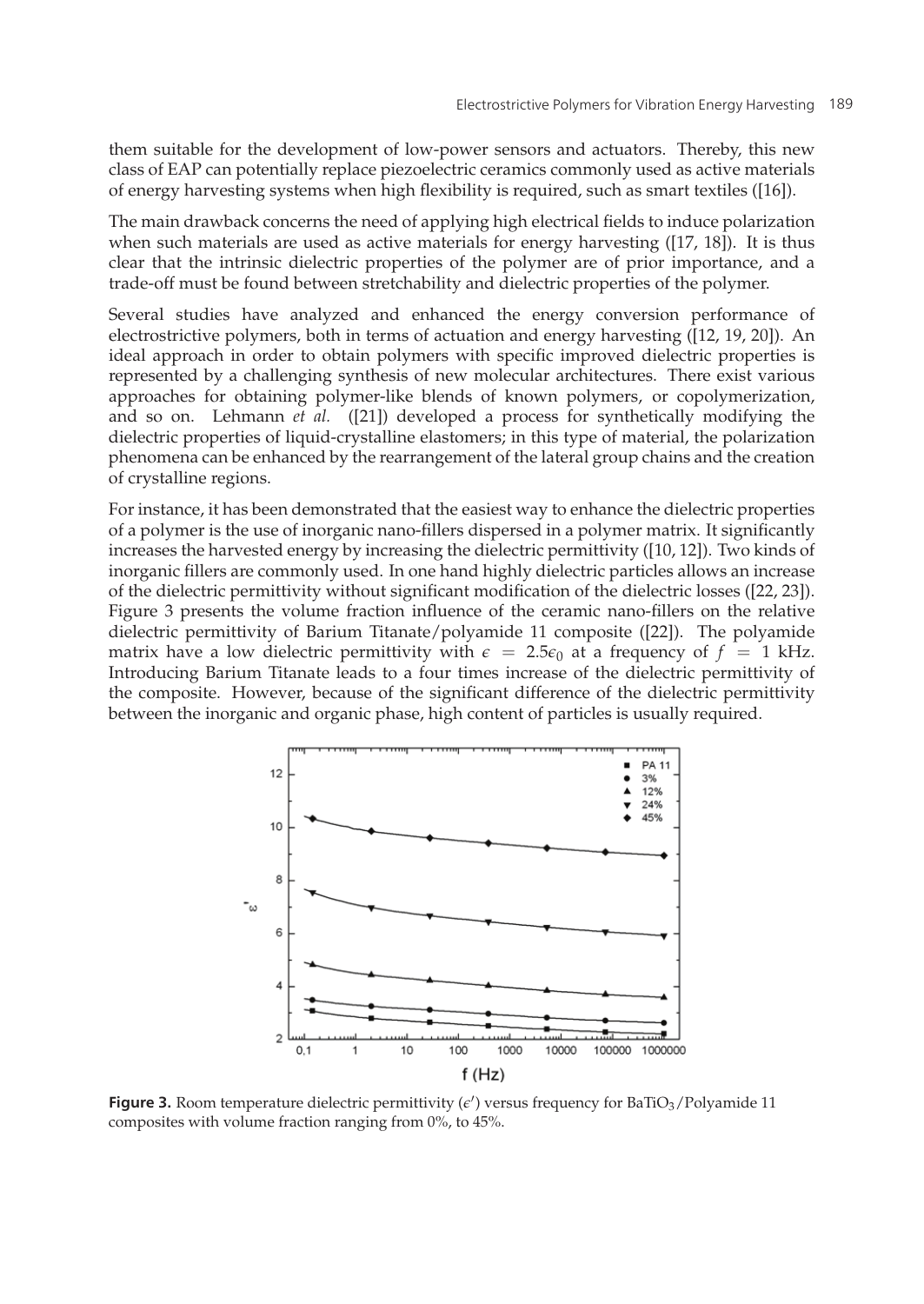them suitable for the development of low-power sensors and actuators. Thereby, this new class of EAP can potentially replace piezoelectric ceramics commonly used as active materials of energy harvesting systems when high flexibility is required, such as smart textiles ([16]).

The main drawback concerns the need of applying high electrical fields to induce polarization when such materials are used as active materials for energy harvesting ([17, 18]). It is thus clear that the intrinsic dielectric properties of the polymer are of prior importance, and a trade-off must be found between stretchability and dielectric properties of the polymer.

Several studies have analyzed and enhanced the energy conversion performance of electrostrictive polymers, both in terms of actuation and energy harvesting ([12, 19, 20]). An ideal approach in order to obtain polymers with specific improved dielectric properties is represented by a challenging synthesis of new molecular architectures. There exist various approaches for obtaining polymer-like blends of known polymers, or copolymerization, and so on. Lehmann *et al.* ([21]) developed a process for synthetically modifying the dielectric properties of liquid-crystalline elastomers; in this type of material, the polarization phenomena can be enhanced by the rearrangement of the lateral group chains and the creation of crystalline regions.

For instance, it has been demonstrated that the easiest way to enhance the dielectric properties of a polymer is the use of inorganic nano-fillers dispersed in a polymer matrix. It significantly increases the harvested energy by increasing the dielectric permittivity ([10, 12]). Two kinds of inorganic fillers are commonly used. In one hand highly dielectric particles allows an increase of the dielectric permittivity without significant modification of the dielectric losses ([22, 23]). Figure 3 presents the volume fraction influence of the ceramic nano-fillers on the relative dielectric permittivity of Barium Titanate/polyamide 11 composite ([22]). The polyamide matrix have a low dielectric permittivity with $\epsilon = 2.5\epsilon_0$ at a frequency of $f = 1$ kHz. Introducing Barium Titanate leads to a four times increase of the dielectric permittivity of the composite. However, because of the significant difference of the dielectric permittivity between the inorganic and organic phase, high content of particles is usually required.

**Figure 3.** Room temperature dielectric permittivity ($\epsilon'$) versus frequency for $BaTiO_3$/Polyamide 11 composites with volume fraction ranging from 0%, to 45%.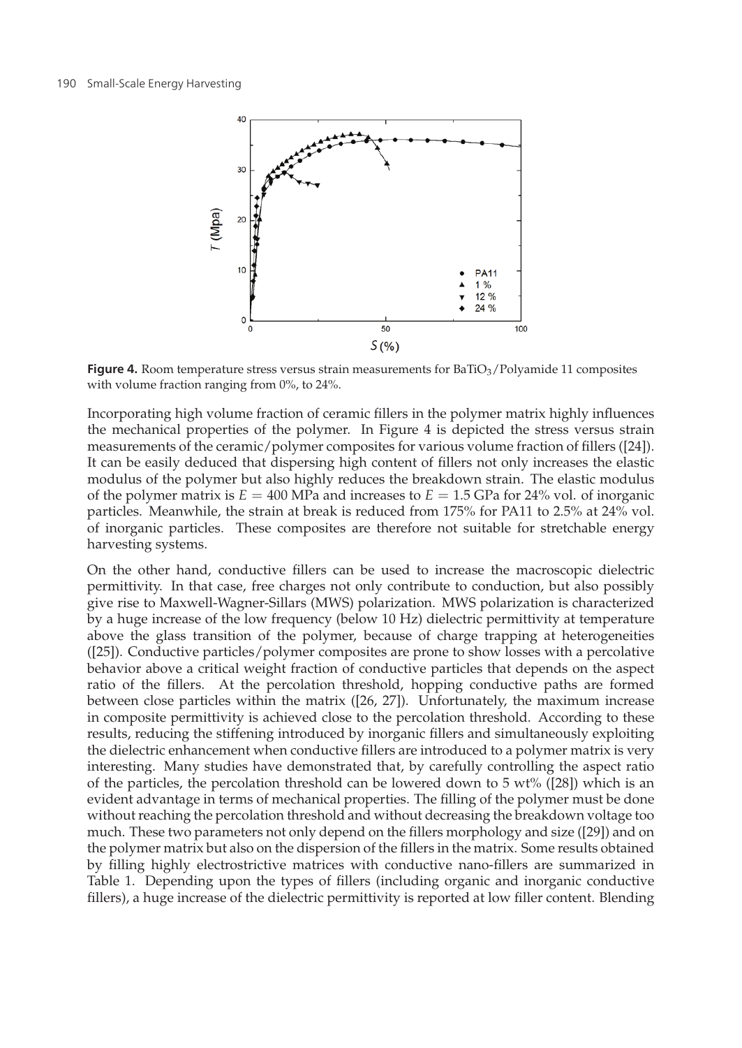**Figure 4.** Room temperature stress versus strain measurements for $BaTiO_3$/Polyamide 11 composites with volume fraction ranging from 0%, to 24%.

Incorporating high volume fraction of ceramic fillers in the polymer matrix highly influences the mechanical properties of the polymer. In Figure 4 is depicted the stress versus strain measurements of the ceramic/polymer composites for various volume fraction of fillers ([24]). It can be easily deduced that dispersing high content of fillers not only increases the elastic modulus of the polymer but also highly reduces the breakdown strain. The elastic modulus of the polymer matrix is $E = 400$ MPa and increases to $E = 1.5$ GPa for 24% vol. of inorganic particles. Meanwhile, the strain at break is reduced from 175% for PA11 to 2.5% at 24% vol. of inorganic particles. These composites are therefore not suitable for stretchable energy harvesting systems.

On the other hand, conductive fillers can be used to increase the macroscopic dielectric permittivity. In that case, free charges not only contribute to conduction, but also possibly give rise to Maxwell-Wagner-Sillars (MWS) polarization. MWS polarization is characterized by a huge increase of the low frequency (below 10 Hz) dielectric permittivity at temperature above the glass transition of the polymer, because of charge trapping at heterogeneities ([25]). Conductive particles/polymer composites are prone to show losses with a percolative behavior above a critical weight fraction of conductive particles that depends on the aspect ratio of the fillers. At the percolation threshold, hopping conductive paths are formed between close particles within the matrix ([26, 27]). Unfortunately, the maximum increase in composite permittivity is achieved close to the percolation threshold. According to these results, reducing the stiffening introduced by inorganic fillers and simultaneously exploiting the dielectric enhancement when conductive fillers are introduced to a polymer matrix is very interesting. Many studies have demonstrated that, by carefully controlling the aspect ratio of the particles, the percolation threshold can be lowered down to 5 wt% ([28]) which is an evident advantage in terms of mechanical properties. The filling of the polymer must be done without reaching the percolation threshold and without decreasing the breakdown voltage too much. These two parameters not only depend on the fillers morphology and size ([29]) and on the polymer matrix but also on the dispersion of the fillers in the matrix. Some results obtained by filling highly electrostrictive matrices with conductive nano-fillers are summarized in Table 1. Depending upon the types of fillers (including organic and inorganic conductive fillers), a huge increase of the dielectric permittivity is reported at low filler content. Blending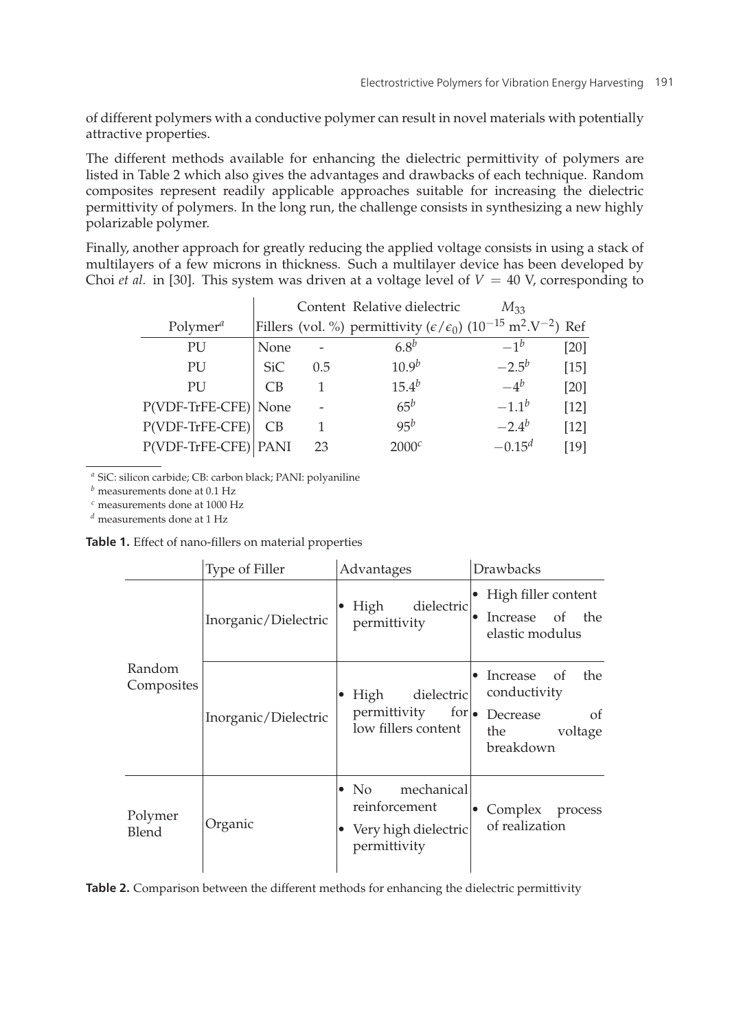of different polymers with a conductive polymer can result in novel materials with potentially attractive properties.

The different methods available for enhancing the dielectric permittivity of polymers are listed in Table 2 which also gives the advantages and drawbacks of each technique. Random composites represent readily applicable approaches suitable for increasing the dielectric permittivity of polymers. In the long run, the challenge consists in synthesizing a new highly polarizable polymer.

Finally, another approach for greatly reducing the applied voltage consists in using a stack of multilayers of a few microns in thickness. Such a multilayer device has been developed by Choi *et al.* in [30]. This system was driven at a voltage level of $V = 40$ V, corresponding to

| Polymer[a] | Fillers | Content (vol. %) | Relative dielectric permittivity ($\epsilon/\epsilon_0$) | $M_{33}$ ($10^{-15}$ $m^2.V^{-2}$) | Ref |
|---|---|---|---|---|---|
| PU | None | - | $6.8^b$ | $-1^b$ | [20] |
| PU | SiC | 0.5 | $10.9^b$ | $-2.5^b$ | [15] |
| PU | CB | 1 | $15.4^b$ | $-4^b$ | [20] |
| P(VDF-TrFE-CFE) | None | - | $65^b$ | $-1.1^b$ | [12] |
| P(VDF-TrFE-CFE) | CB | 1 | $95^b$ | $-2.4^b$ | [12] |
| P(VDF-TrFE-CFE) | PANI | 23 | $2000^c$ | $-0.15^d$ | [19] |

[a] SiC: silicon carbide; CB: carbon black; PANI: polyaniline
[b] measurements done at 0.1 Hz
[c] measurements done at 1000 Hz
[d] measurements done at 1 Hz

**Table 1.** Effect of nano-fillers on material properties

| | Type of Filler | Advantages | Drawbacks |
|---|---|---|---|
| Random Composites | Inorganic/Dielectric | • High dielectric permittivity | • High filler content<br>• Increase of the elastic modulus |
| | Inorganic/Dielectric | • High dielectric permittivity for low fillers content | • Increase of the conductivity<br>• Decrease of the voltage breakdown |
| Polymer Blend | Organic | • No mechanical reinforcement<br>• Very high dielectric permittivity | • Complex process of realization |

**Table 2.** Comparison between the different methods for enhancing the dielectric permittivity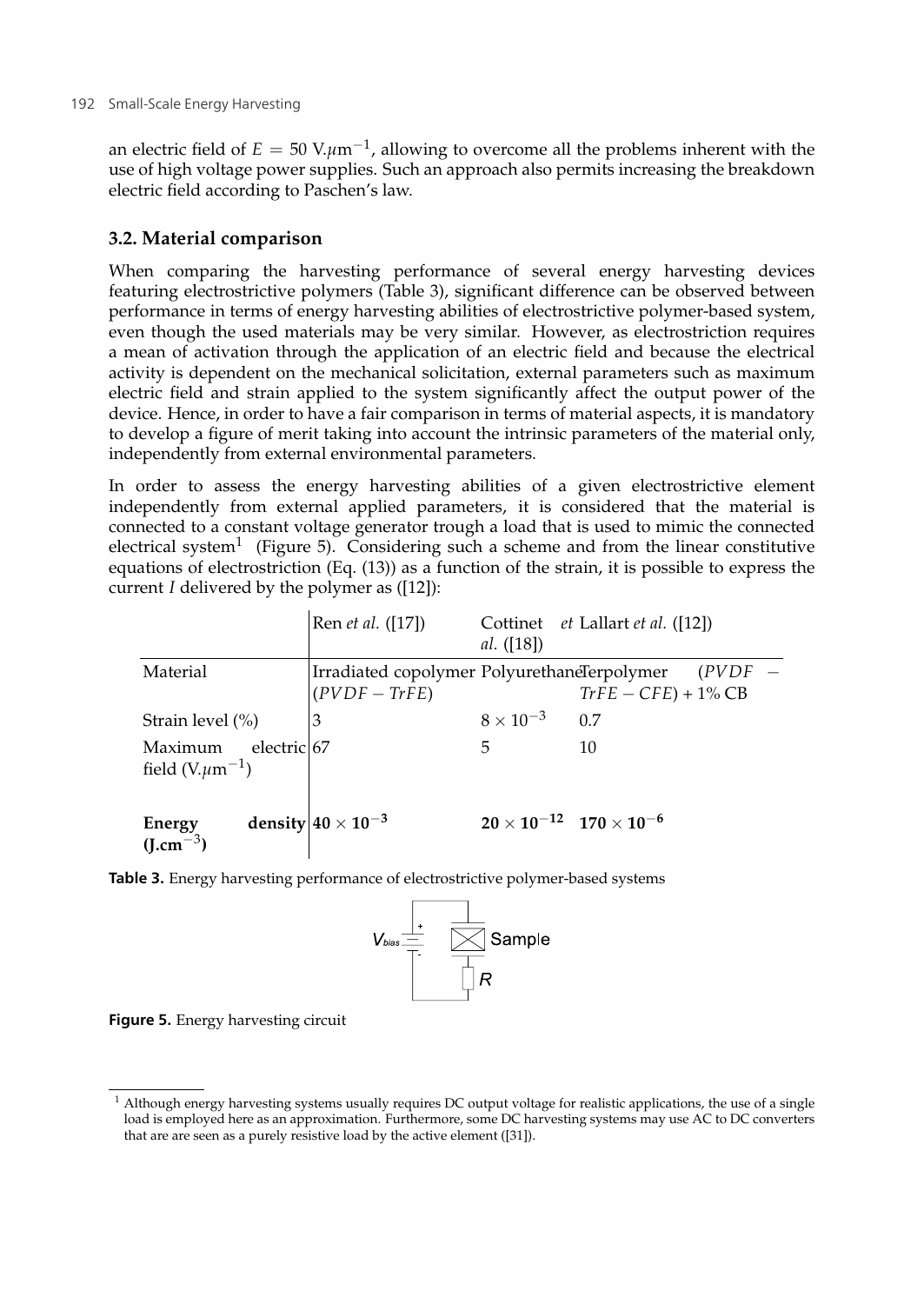an electric field of $E = 50$ V.$\mu$m$^{-1}$, allowing to overcome all the problems inherent with the use of high voltage power supplies. Such an approach also permits increasing the breakdown electric field according to Paschen's law.

### 3.2. Material comparison

When comparing the harvesting performance of several energy harvesting devices featuring electrostrictive polymers (Table 3), significant difference can be observed between performance in terms of energy harvesting abilities of electrostrictive polymer-based system, even though the used materials may be very similar. However, as electrostriction requires a mean of activation through the application of an electric field and because the electrical activity is dependent on the mechanical solicitation, external parameters such as maximum electric field and strain applied to the system significantly affect the output power of the device. Hence, in order to have a fair comparison in terms of material aspects, it is mandatory to develop a figure of merit taking into account the intrinsic parameters of the material only, independently from external environmental parameters.

In order to assess the energy harvesting abilities of a given electrostrictive element independently from external applied parameters, it is considered that the material is connected to a constant voltage generator trough a load that is used to mimic the connected electrical system[1] (Figure 5). Considering such a scheme and from the linear constitutive equations of electrostriction (Eq. (13)) as a function of the strain, it is possible to express the current $I$ delivered by the polymer as ([12]):

| | Ren *et al.* ([17]) | Cottinet *et al.* ([18]) | Lallart *et al.* ([12]) |
|---|---|---|---|
| Material | Irradiated copolymer $(PVDF-TrFE)$ | Polyurethane | Terpolymer $(PVDF-TrFE-CFE)$ + 1% CB |
| Strain level (%) | 3 | $8\times10^{-3}$ | 0.7 |
| Maximum electric field (V.$\mu$m$^{-1}$) | 67 | 5 | 10 |
| **Energy density (J.cm$^{-3}$)** | $\mathbf{40\times10^{-3}}$ | $\mathbf{20\times10^{-12}}$ | $\mathbf{170\times10^{-6}}$ |

**Table 3.** Energy harvesting performance of electrostrictive polymer-based systems

**Figure 5.** Energy harvesting circuit

[1] Although energy harvesting systems usually requires DC output voltage for realistic applications, the use of a single load is employed here as an approximation. Furthermore, some DC harvesting systems may use AC to DC converters that are are seen as a purely resistive load by the active element ([31]).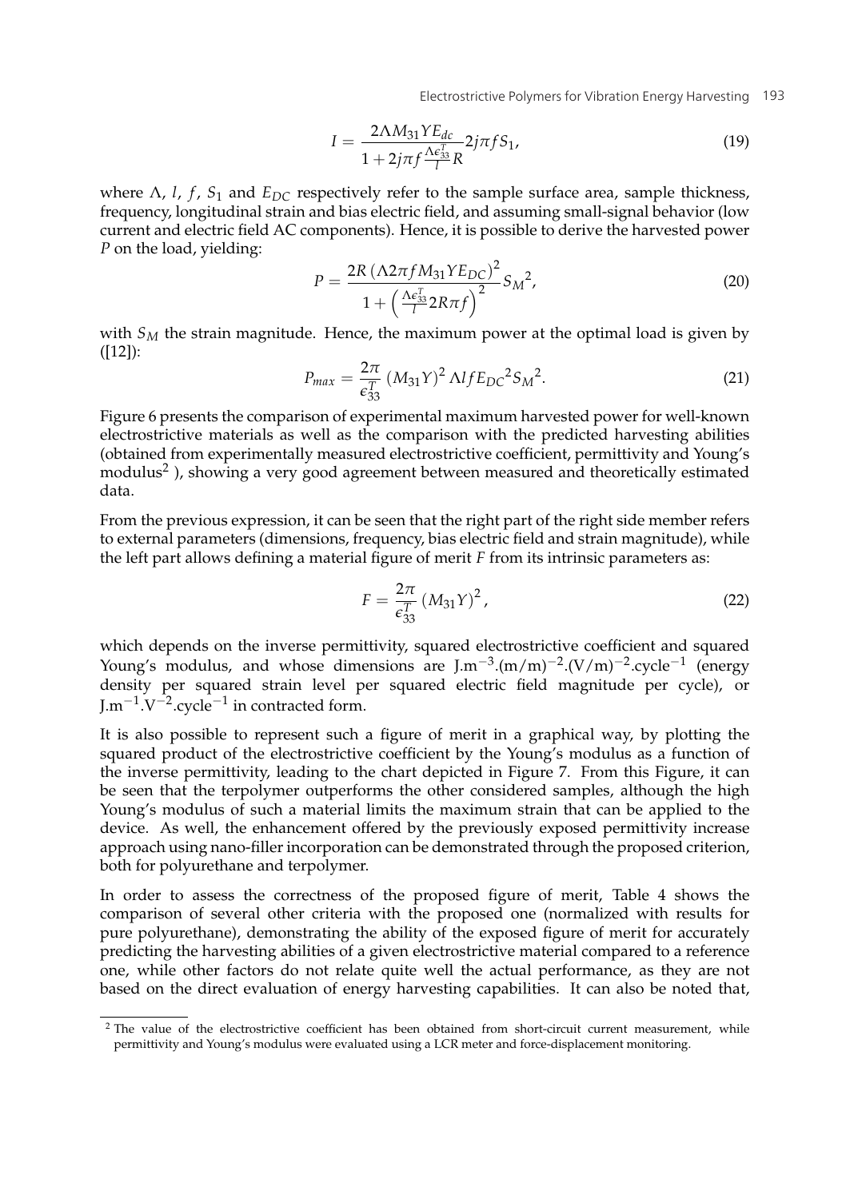$$I = \frac{2\Lambda M_{31} Y E_{dc}}{1 + 2j\pi f \frac{\Lambda \epsilon_{33}^T}{l} R} 2j\pi f S_1, \tag{19}$$

where $\Lambda$, $l$, $f$, $S_1$ and $E_{DC}$ respectively refer to the sample surface area, sample thickness, frequency, longitudinal strain and bias electric field, and assuming small-signal behavior (low current and electric field AC components). Hence, it is possible to derive the harvested power $P$ on the load, yielding:

$$P = \frac{2R\left(\Lambda 2\pi f M_{31} Y E_{DC}\right)^2}{1 + \left(\frac{\Lambda \epsilon_{33}^T}{l} 2R\pi f\right)^2} {S_M}^2, \tag{20}$$

with $S_M$ the strain magnitude. Hence, the maximum power at the optimal load is given by ([12]):

$$P_{max} = \frac{2\pi}{\epsilon_{33}^T} \left(M_{31} Y\right)^2 \Lambda l f {E_{DC}}^2 {S_M}^2. \tag{21}$$

Figure 6 presents the comparison of experimental maximum harvested power for well-known electrostrictive materials as well as the comparison with the predicted harvesting abilities (obtained from experimentally measured electrostrictive coefficient, permittivity and Young's modulus[2] ), showing a very good agreement between measured and theoretically estimated data.

From the previous expression, it can be seen that the right part of the right side member refers to external parameters (dimensions, frequency, bias electric field and strain magnitude), while the left part allows defining a material figure of merit $F$ from its intrinsic parameters as:

$$F = \frac{2\pi}{\epsilon_{33}^T} \left(M_{31} Y\right)^2, \tag{22}$$

which depends on the inverse permittivity, squared electrostrictive coefficient and squared Young's modulus, and whose dimensions are $\mathrm{J.m^{-3}.(m/m)^{-2}.(V/m)^{-2}.cycle^{-1}}$ (energy density per squared strain level per squared electric field magnitude per cycle), or $\mathrm{J.m^{-1}.V^{-2}.cycle^{-1}}$ in contracted form.

It is also possible to represent such a figure of merit in a graphical way, by plotting the squared product of the electrostrictive coefficient by the Young's modulus as a function of the inverse permittivity, leading to the chart depicted in Figure 7. From this Figure, it can be seen that the terpolymer outperforms the other considered samples, although the high Young's modulus of such a material limits the maximum strain that can be applied to the device. As well, the enhancement offered by the previously exposed permittivity increase approach using nano-filler incorporation can be demonstrated through the proposed criterion, both for polyurethane and terpolymer.

In order to assess the correctness of the proposed figure of merit, Table 4 shows the comparison of several other criteria with the proposed one (normalized with results for pure polyurethane), demonstrating the ability of the exposed figure of merit for accurately predicting the harvesting abilities of a given electrostrictive material compared to a reference one, while other factors do not relate quite well the actual performance, as they are not based on the direct evaluation of energy harvesting capabilities. It can also be noted that,

[2] The value of the electrostrictive coefficient has been obtained from short-circuit current measurement, while permittivity and Young's modulus were evaluated using a LCR meter and force-displacement monitoring.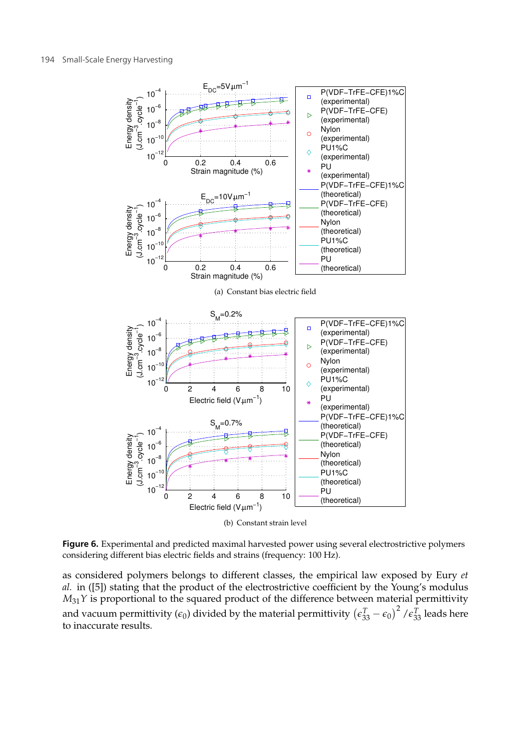(a) Constant bias electric field

(b) Constant strain level

**Figure 6.** Experimental and predicted maximal harvested power using several electrostrictive polymers considering different bias electric fields and strains (frequency: 100 Hz).

as considered polymers belongs to different classes, the empirical law exposed by Eury *et al.* in ([5]) stating that the product of the electrostrictive coefficient by the Young's modulus $M_{31}Y$ is proportional to the squared product of the difference between material permittivity and vacuum permittivity ($\epsilon_0$) divided by the material permittivity $\left(\epsilon_{33}^T - \epsilon_0\right)^2 / \epsilon_{33}^T$ leads here to inaccurate results.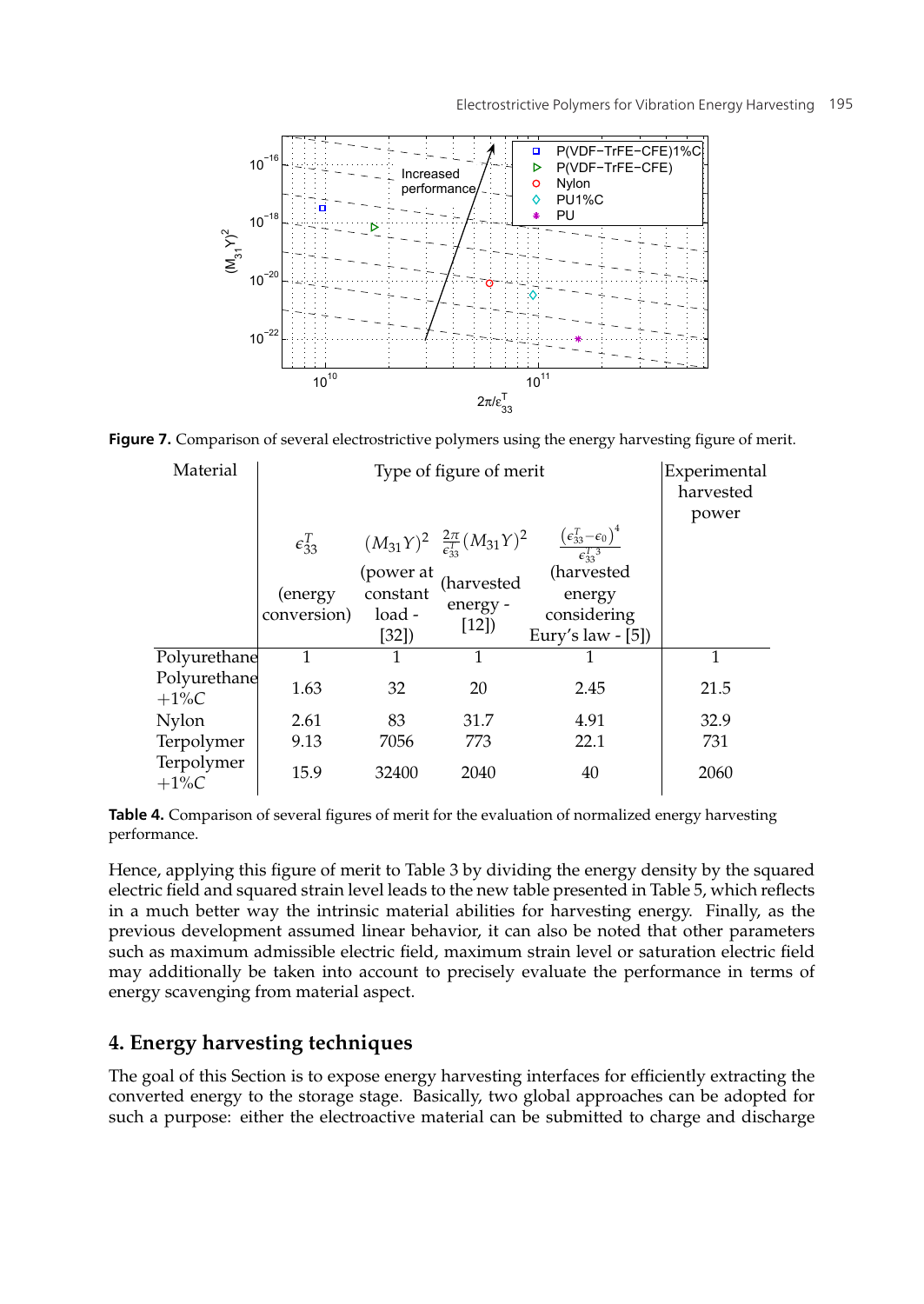**Figure 7.** Comparison of several electrostrictive polymers using the energy harvesting figure of merit.

| Material | Type of figure of merit | | | | Experimental harvested power |
|---|---|---|---|---|---|
| | $\epsilon_{33}^{T}$ (energy conversion) | $(M_{31}Y)^2$ (power at constant load - [32]) | $\frac{2\pi}{\epsilon_{33}^{T}}(M_{31}Y)^2$ (harvested energy - [12]) | $\frac{(\epsilon_{33}^{T}-\epsilon_0)^4}{\epsilon_{33}^{T\,3}}$ (harvested energy considering Eury's law - [5]) | |
| Polyurethane | 1 | 1 | 1 | 1 | 1 |
| Polyurethane +1%C | 1.63 | 32 | 20 | 2.45 | 21.5 |
| Nylon | 2.61 | 83 | 31.7 | 4.91 | 32.9 |
| Terpolymer | 9.13 | 7056 | 773 | 22.1 | 731 |
| Terpolymer +1%C | 15.9 | 32400 | 2040 | 40 | 2060 |

**Table 4.** Comparison of several figures of merit for the evaluation of normalized energy harvesting performance.

Hence, applying this figure of merit to Table 3 by dividing the energy density by the squared electric field and squared strain level leads to the new table presented in Table 5, which reflects in a much better way the intrinsic material abilities for harvesting energy. Finally, as the previous development assumed linear behavior, it can also be noted that other parameters such as maximum admissible electric field, maximum strain level or saturation electric field may additionally be taken into account to precisely evaluate the performance in terms of energy scavenging from material aspect.

## 4. Energy harvesting techniques

The goal of this Section is to expose energy harvesting interfaces for efficiently extracting the converted energy to the storage stage. Basically, two global approaches can be adopted for such a purpose: either the electroactive material can be submitted to charge and discharge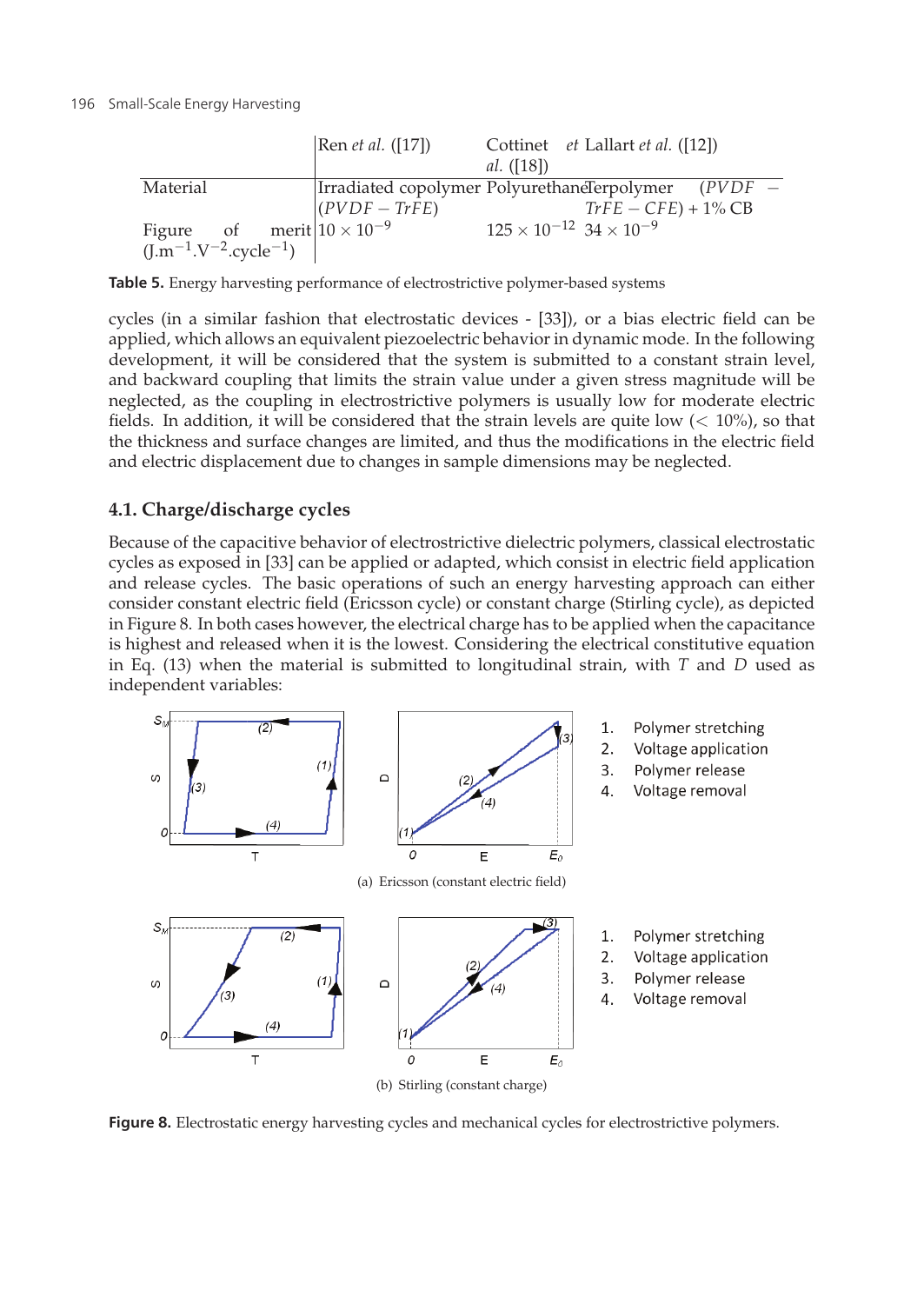| | Ren *et al.* ([17]) | Cottinet *et al.* ([18]) | Lallart *et al.* ([12]) |
|---|---|---|---|
| Material | Irradiated copolymer $(PVDF-TrFE)$ | Polyurethane | Terpolymer $(PVDF-TrFE-CFE)+1\%$ CB |
| Figure of merit (J.m$^{-1}$.V$^{-2}$.cycle$^{-1}$) | $10\times10^{-9}$ | $125\times10^{-12}$ | $34\times10^{-9}$ |

**Table 5.** Energy harvesting performance of electrostrictive polymer-based systems

cycles (in a similar fashion that electrostatic devices - [33]), or a bias electric field can be applied, which allows an equivalent piezoelectric behavior in dynamic mode. In the following development, it will be considered that the system is submitted to a constant strain level, and backward coupling that limits the strain value under a given stress magnitude will be neglected, as the coupling in electrostrictive polymers is usually low for moderate electric fields. In addition, it will be considered that the strain levels are quite low ($<10\%$), so that the thickness and surface changes are limited, and thus the modifications in the electric field and electric displacement due to changes in sample dimensions may be neglected.

### 4.1. Charge/discharge cycles

Because of the capacitive behavior of electrostrictive dielectric polymers, classical electrostatic cycles as exposed in [33] can be applied or adapted, which consist in electric field application and release cycles. The basic operations of such an energy harvesting approach can either consider constant electric field (Ericsson cycle) or constant charge (Stirling cycle), as depicted in Figure 8. In both cases however, the electrical charge has to be applied when the capacitance is highest and released when it is the lowest. Considering the electrical constitutive equation in Eq. (13) when the material is submitted to longitudinal strain, with $T$ and $D$ used as independent variables:

(a) Ericsson (constant electric field)

(b) Stirling (constant charge)

**Figure 8.** Electrostatic energy harvesting cycles and mechanical cycles for electrostrictive polymers.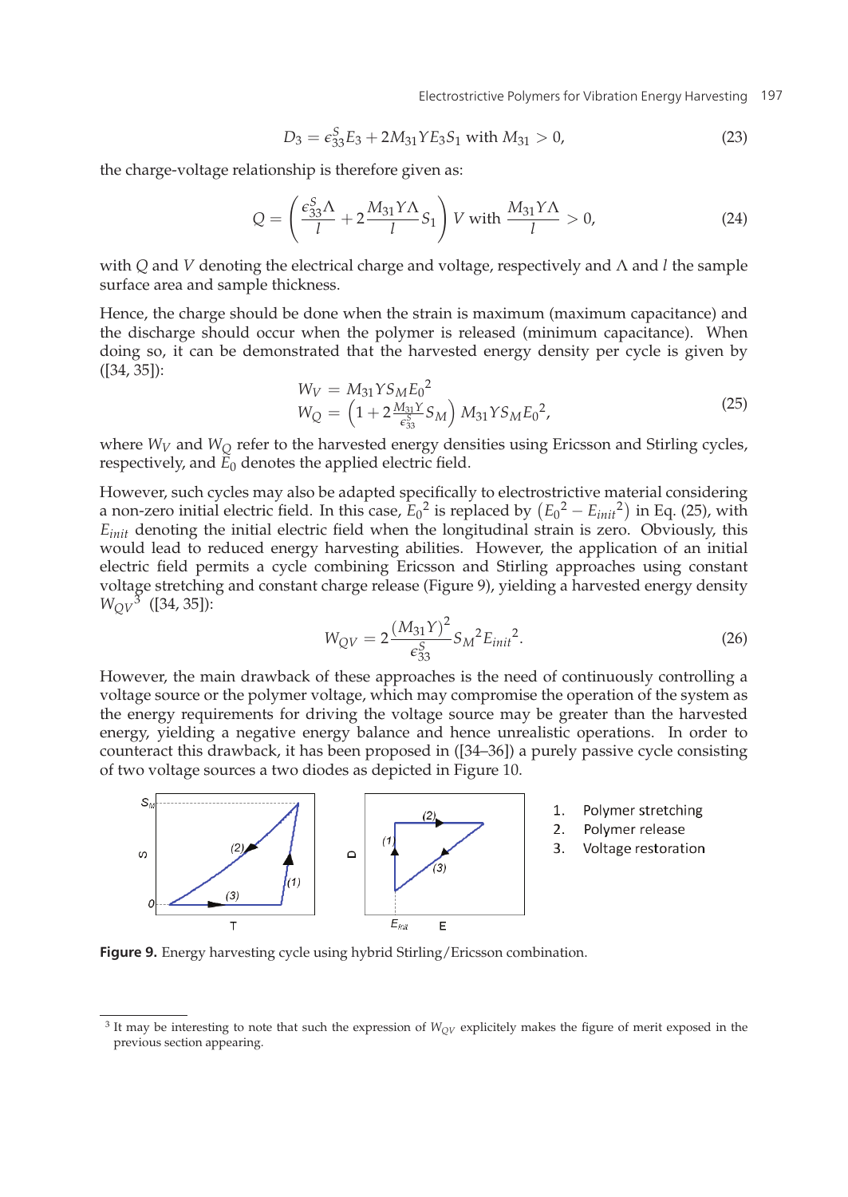$$D_3 = \epsilon_{33}^S E_3 + 2M_{31} Y E_3 S_1 \text{ with } M_{31} > 0, \tag{23}$$

the charge-voltage relationship is therefore given as:

$$Q = \left( \frac{\epsilon_{33}^S \Lambda}{l} + 2\frac{M_{31} Y \Lambda}{l} S_1 \right) V \text{ with } \frac{M_{31} Y \Lambda}{l} > 0, \tag{24}$$

with $Q$ and $V$ denoting the electrical charge and voltage, respectively and $\Lambda$ and $l$ the sample surface area and sample thickness.

Hence, the charge should be done when the strain is maximum (maximum capacitance) and the discharge should occur when the polymer is released (minimum capacitance). When doing so, it can be demonstrated that the harvested energy density per cycle is given by ([34, 35]):

$$\begin{aligned} W_V &= M_{31} Y S_M {E_0}^2 \\ W_Q &= \left(1 + 2\frac{M_{31} Y}{\epsilon_{33}^S} S_M\right) M_{31} Y S_M {E_0}^2, \end{aligned} \tag{25}$$

where $W_V$ and $W_Q$ refer to the harvested energy densities using Ericsson and Stirling cycles, respectively, and $E_0$ denotes the applied electric field.

However, such cycles may also be adapted specifically to electrostrictive material considering a non-zero initial electric field. In this case, ${E_0}^2$ is replaced by $\left({E_0}^2 - {E_{init}}^2\right)$ in Eq. (25), with $E_{init}$ denoting the initial electric field when the longitudinal strain is zero. Obviously, this would lead to reduced energy harvesting abilities. However, the application of an initial electric field permits a cycle combining Ericsson and Stirling approaches using constant voltage stretching and constant charge release (Figure 9), yielding a harvested energy density $W_{QV}$[3] ([34, 35]):

$$W_{QV} = 2\frac{(M_{31} Y)^2}{\epsilon_{33}^S} {S_M}^2 {E_{init}}^2. \tag{26}$$

However, the main drawback of these approaches is the need of continuously controlling a voltage source or the polymer voltage, which may compromise the operation of the system as the energy requirements for driving the voltage source may be greater than the harvested energy, yielding a negative energy balance and hence unrealistic operations. In order to counteract this drawback, it has been proposed in ([34–36]) a purely passive cycle consisting of two voltage sources a two diodes as depicted in Figure 10.

1. Polymer stretching
2. Polymer release
3. Voltage restoration

**Figure 9.** Energy harvesting cycle using hybrid Stirling/Ericsson combination.

[3] It may be interesting to note that such the expression of $W_{QV}$ explicitely makes the figure of merit exposed in the previous section appearing.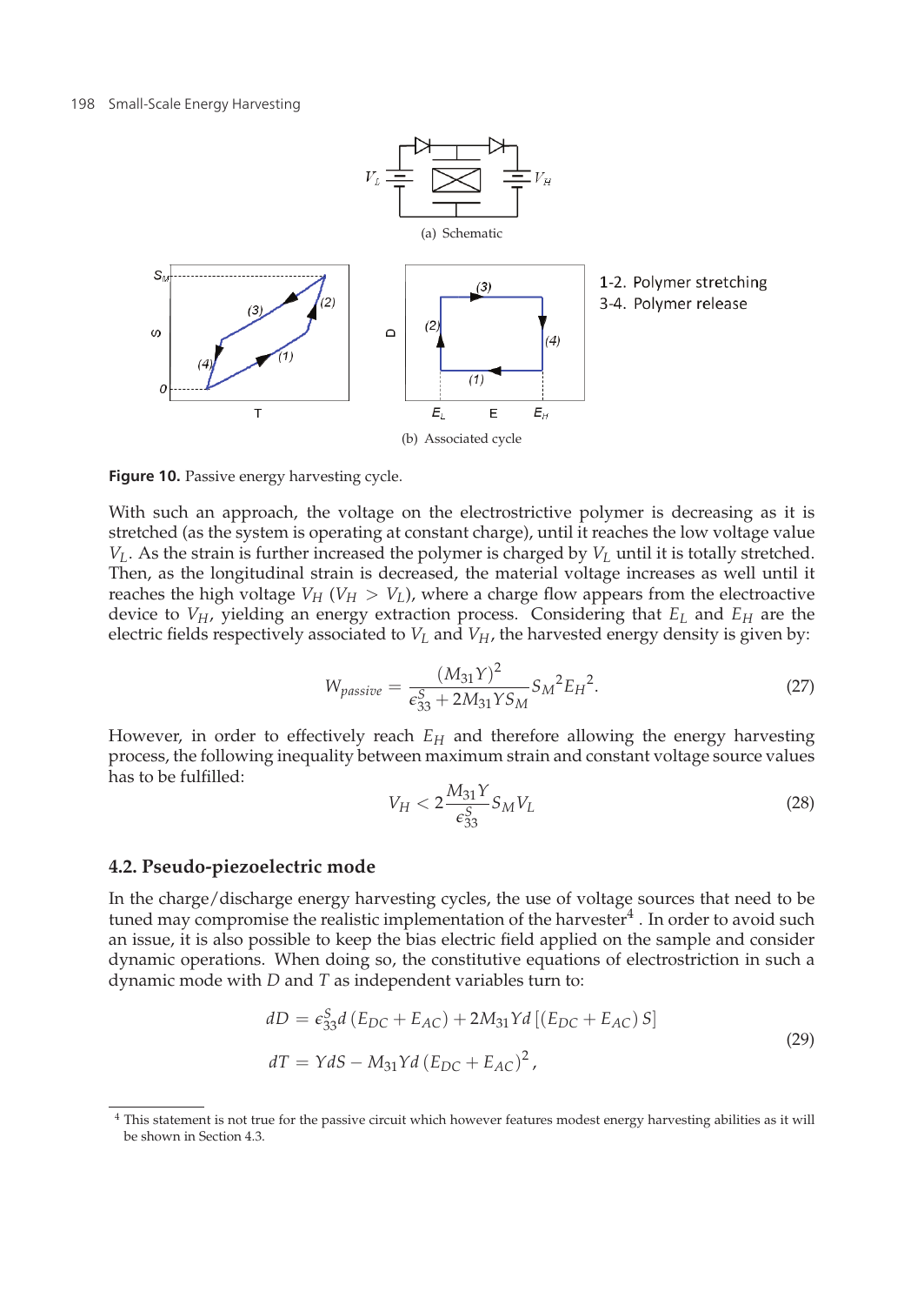(a) Schematic

1-2. Polymer stretching
3-4. Polymer release

(b) Associated cycle

**Figure 10.** Passive energy harvesting cycle.

With such an approach, the voltage on the electrostrictive polymer is decreasing as it is stretched (as the system is operating at constant charge), until it reaches the low voltage value $V_L$. As the strain is further increased the polymer is charged by $V_L$ until it is totally stretched. Then, as the longitudinal strain is decreased, the material voltage increases as well until it reaches the high voltage $V_H$ ($V_H > V_L$), where a charge flow appears from the electroactive device to $V_H$, yielding an energy extraction process. Considering that $E_L$ and $E_H$ are the electric fields respectively associated to $V_L$ and $V_H$, the harvested energy density is given by:

$$W_{passive} = \frac{(M_{31}Y)^2}{\epsilon_{33}^S + 2M_{31}YS_M} {S_M}^2 {E_H}^2. \tag{27}$$

However, in order to effectively reach $E_H$ and therefore allowing the energy harvesting process, the following inequality between maximum strain and constant voltage source values has to be fulfilled:

$$V_H < 2\frac{M_{31}Y}{\epsilon_{33}^S} S_M V_L \tag{28}$$

### 4.2. Pseudo-piezoelectric mode

In the charge/discharge energy harvesting cycles, the use of voltage sources that need to be tuned may compromise the realistic implementation of the harvester[4] . In order to avoid such an issue, it is also possible to keep the bias electric field applied on the sample and consider dynamic operations. When doing so, the constitutive equations of electrostriction in such a dynamic mode with $D$ and $T$ as independent variables turn to:

$$\begin{aligned} dD &= \epsilon_{33}^S d\left(E_{DC} + E_{AC}\right) + 2M_{31}Yd\left[\left(E_{DC} + E_{AC}\right)S\right] \\ dT &= YdS - M_{31}Yd\left(E_{DC} + E_{AC}\right)^2, \end{aligned} \tag{29}$$

[4] This statement is not true for the passive circuit which however features modest energy harvesting abilities as it will be shown in Section 4.3.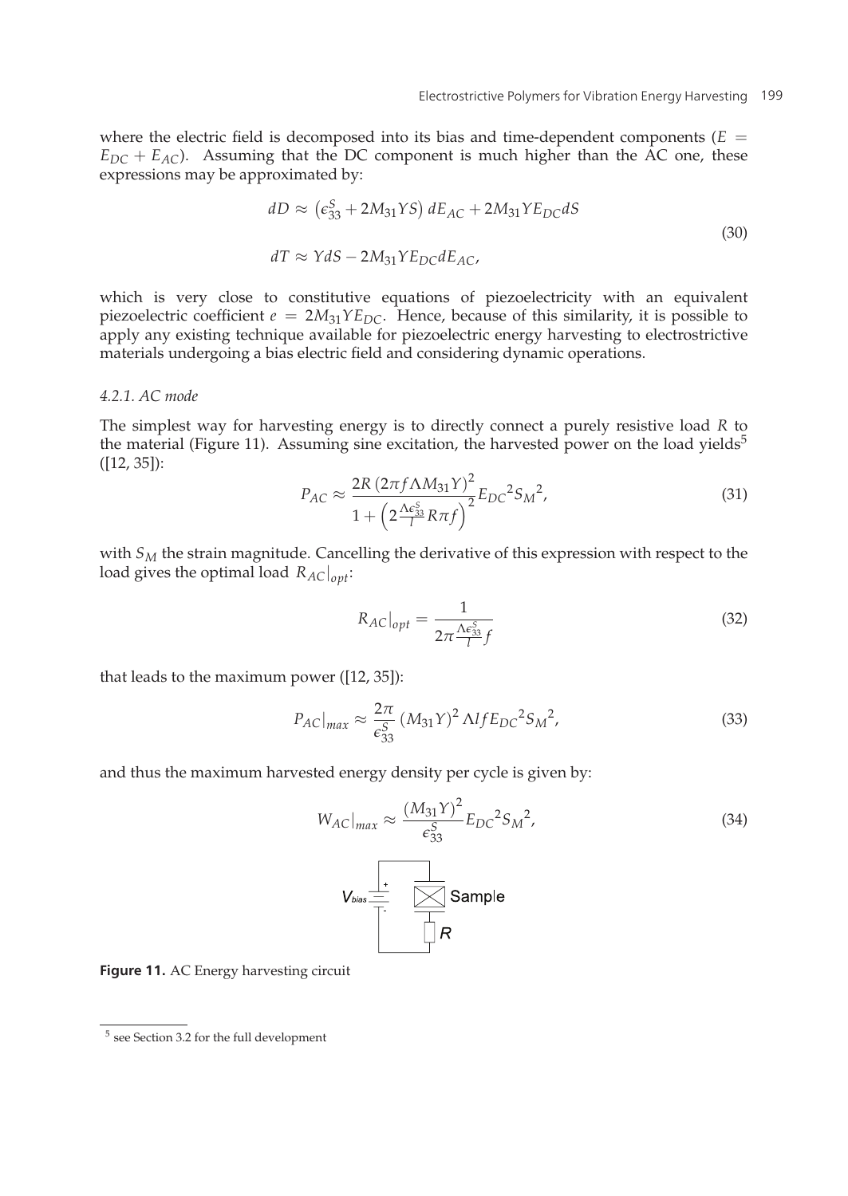where the electric field is decomposed into its bias and time-dependent components ($E = E_{DC} + E_{AC}$). Assuming that the DC component is much higher than the AC one, these expressions may be approximated by:

$$dD \approx \left(\epsilon_{33}^{S} + 2M_{31}YS\right) dE_{AC} + 2M_{31}YE_{DC}dS$$
$$dT \approx YdS - 2M_{31}YE_{DC}dE_{AC}, \tag{30}$$

which is very close to constitutive equations of piezoelectricity with an equivalent piezoelectric coefficient $e = 2M_{31}YE_{DC}$. Hence, because of this similarity, it is possible to apply any existing technique available for piezoelectric energy harvesting to electrostrictive materials undergoing a bias electric field and considering dynamic operations.

#### *4.2.1. AC mode*

The simplest way for harvesting energy is to directly connect a purely resistive load $R$ to the material (Figure 11). Assuming sine excitation, the harvested power on the load yields[5] ([12, 35]):

$$P_{AC} \approx \frac{2R\left(2\pi f \Lambda M_{31} Y\right)^2}{1 + \left(2\frac{\Lambda \epsilon_{33}^{S}}{l} R\pi f\right)^2} {E_{DC}}^2 {S_M}^2, \tag{31}$$

with $S_M$ the strain magnitude. Cancelling the derivative of this expression with respect to the load gives the optimal load $R_{AC}|_{opt}$:

$$R_{AC}|_{opt} = \frac{1}{2\pi \frac{\Lambda \epsilon_{33}^{S}}{l} f} \tag{32}$$

that leads to the maximum power ([12, 35]):

$$P_{AC}|_{max} \approx \frac{2\pi}{\epsilon_{33}^{S}} \left(M_{31}Y\right)^2 \Lambda l f {E_{DC}}^2 {S_M}^2, \tag{33}$$

and thus the maximum harvested energy density per cycle is given by:

$$W_{AC}|_{max} \approx \frac{\left(M_{31}Y\right)^2}{\epsilon_{33}^{S}} {E_{DC}}^2 {S_M}^2, \tag{34}$$

**Figure 11.** AC Energy harvesting circuit

[5] see Section 3.2 for the full development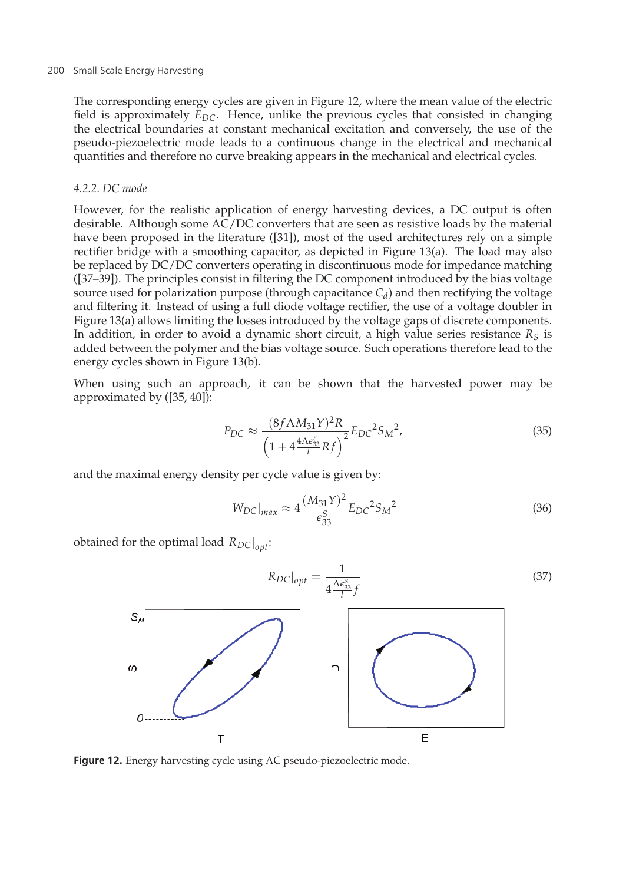The corresponding energy cycles are given in Figure 12, where the mean value of the electric field is approximately $E_{DC}$. Hence, unlike the previous cycles that consisted in changing the electrical boundaries at constant mechanical excitation and conversely, the use of the pseudo-piezoelectric mode leads to a continuous change in the electrical and mechanical quantities and therefore no curve breaking appears in the mechanical and electrical cycles.

### *4.2.2. DC mode*

However, for the realistic application of energy harvesting devices, a DC output is often desirable. Although some AC/DC converters that are seen as resistive loads by the material have been proposed in the literature ([31]), most of the used architectures rely on a simple rectifier bridge with a smoothing capacitor, as depicted in Figure 13(a). The load may also be replaced by DC/DC converters operating in discontinuous mode for impedance matching ([37–39]). The principles consist in filtering the DC component introduced by the bias voltage source used for polarization purpose (through capacitance $C_d$) and then rectifying the voltage and filtering it. Instead of using a full diode voltage rectifier, the use of a voltage doubler in Figure 13(a) allows limiting the losses introduced by the voltage gaps of discrete components. In addition, in order to avoid a dynamic short circuit, a high value series resistance $R_S$ is added between the polymer and the bias voltage source. Such operations therefore lead to the energy cycles shown in Figure 13(b).

When using such an approach, it can be shown that the harvested power may be approximated by ([35, 40]):

$$P_{DC} \approx \frac{(8f\Lambda M_{31}Y)^2 R}{\left(1+4\frac{4\Lambda\epsilon_{33}^S}{l}Rf\right)^2} {E_{DC}}^2 {S_M}^2, \tag{35}$$

and the maximal energy density per cycle value is given by:

$$W_{DC}|_{max} \approx 4\frac{(M_{31}Y)^2}{\epsilon_{33}^S} {E_{DC}}^2 {S_M}^2 \tag{36}$$

obtained for the optimal load $R_{DC}|_{opt}$:

$$R_{DC}|_{opt} = \frac{1}{4\frac{\Lambda\epsilon_{33}^S}{l}f} \tag{37}$$

**Figure 12.** Energy harvesting cycle using AC pseudo-piezoelectric mode.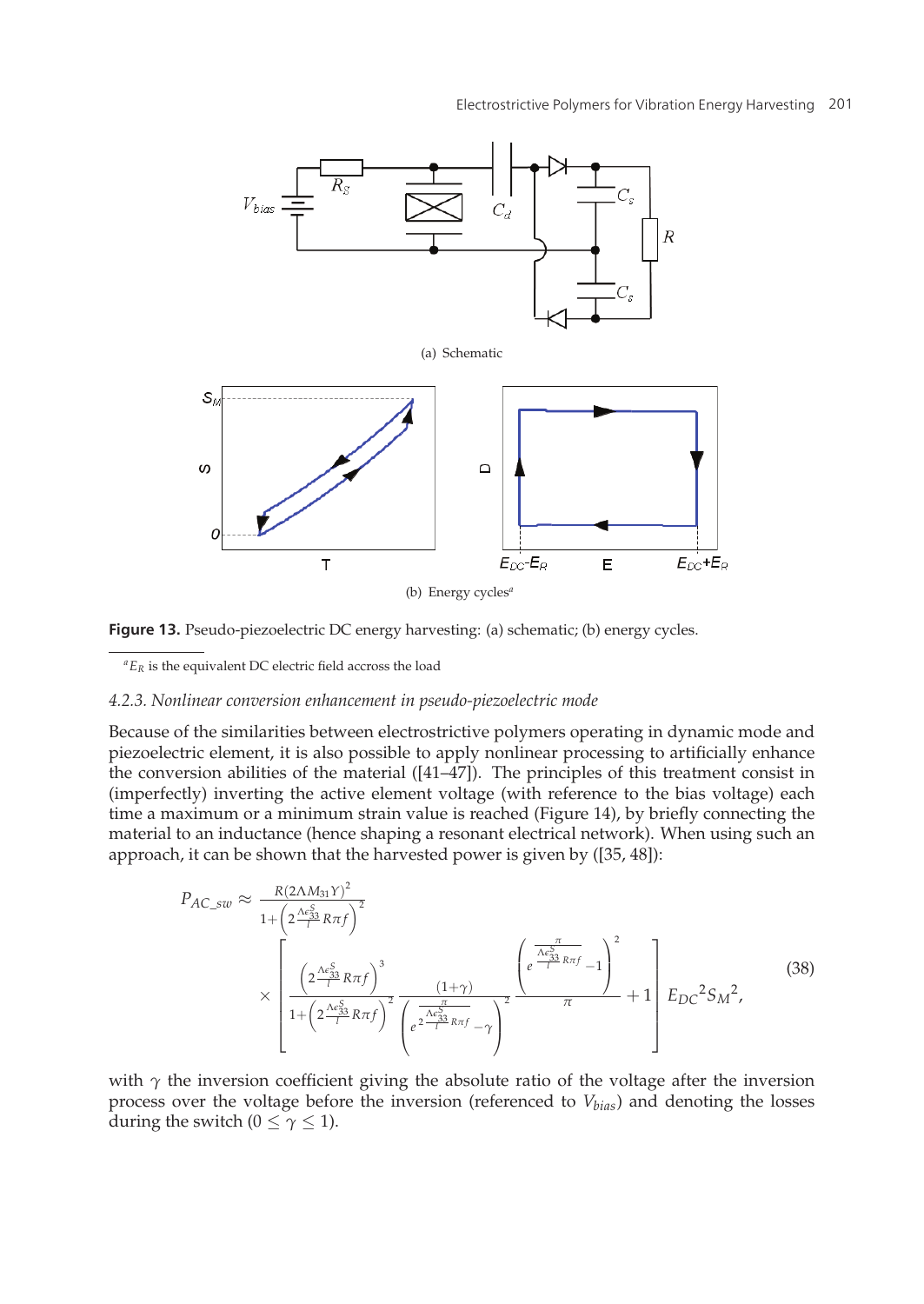(a) Schematic

(b) Energy cycles[a]

**Figure 13.** Pseudo-piezoelectric DC energy harvesting: (a) schematic; (b) energy cycles.

[a] $E_R$ is the equivalent DC electric field accross the load

#### 4.2.3. Nonlinear conversion enhancement in pseudo-piezoelectric mode

Because of the similarities between electrostrictive polymers operating in dynamic mode and piezoelectric element, it is also possible to apply nonlinear processing to artificially enhance the conversion abilities of the material ([41–47]). The principles of this treatment consist in (imperfectly) inverting the active element voltage (with reference to the bias voltage) each time a maximum or a minimum strain value is reached (Figure 14), by briefly connecting the material to an inductance (hence shaping a resonant electrical network). When using such an approach, it can be shown that the harvested power is given by ([35, 48]):

$$P_{AC\_sw} \approx \frac{R(2\Lambda M_{31}Y)^2}{1+\left(2\frac{\Lambda\epsilon_{33}^S}{l}R\pi f\right)^2} \times \left[\frac{\left(2\frac{\Lambda\epsilon_{33}^S}{l}R\pi f\right)^3}{1+\left(2\frac{\Lambda\epsilon_{33}^S}{l}R\pi f\right)^2}\frac{(1+\gamma)}{\left(e^{2\frac{\pi}{\frac{\Lambda\epsilon_{33}^S}{l}R\pi f}}-\gamma\right)^2}\frac{\left(e^{\frac{\pi}{\frac{\Lambda\epsilon_{33}^S}{l}R\pi f}}-1\right)^2}{\pi}+1\right]E_{DC}{}^2 S_M{}^2, \tag{38}$$

with $\gamma$ the inversion coefficient giving the absolute ratio of the voltage after the inversion process over the voltage before the inversion (referenced to $V_{bias}$) and denoting the losses during the switch ($0 \leq \gamma \leq 1$).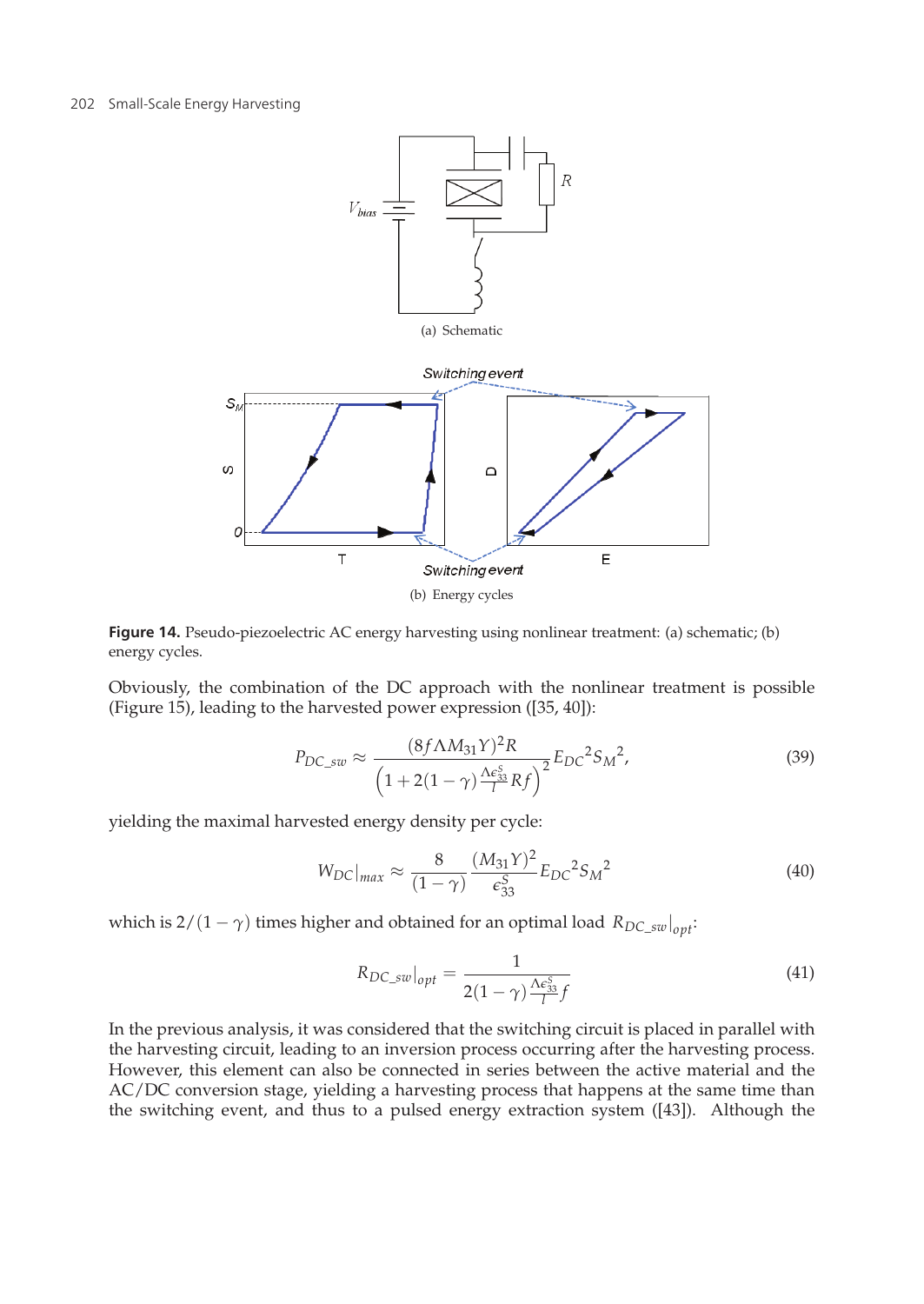(a) Schematic

(b) Energy cycles

**Figure 14.** Pseudo-piezoelectric AC energy harvesting using nonlinear treatment: (a) schematic; (b) energy cycles.

Obviously, the combination of the DC approach with the nonlinear treatment is possible (Figure 15), leading to the harvested power expression ([35, 40]):

$$P_{DC\_sw} \approx \frac{(8f\Lambda M_{31}Y)^2 R}{\left(1+2(1-\gamma)\frac{\Lambda\epsilon_{33}^S}{l}Rf\right)^2} {E_{DC}}^2 {S_M}^2, \tag{39}$$

yielding the maximal harvested energy density per cycle:

$$W_{DC}|_{max} \approx \frac{8}{(1-\gamma)} \frac{(M_{31}Y)^2}{\epsilon_{33}^S} {E_{DC}}^2 {S_M}^2 \tag{40}$$

which is $2/(1-\gamma)$ times higher and obtained for an optimal load $R_{DC\_sw}|_{opt}$:

$$R_{DC\_sw}|_{opt} = \frac{1}{2(1-\gamma)\frac{\Lambda\epsilon_{33}^S}{l}f} \tag{41}$$

In the previous analysis, it was considered that the switching circuit is placed in parallel with the harvesting circuit, leading to an inversion process occurring after the harvesting process. However, this element can also be connected in series between the active material and the AC/DC conversion stage, yielding a harvesting process that happens at the same time than the switching event, and thus to a pulsed energy extraction system ([43]). Although the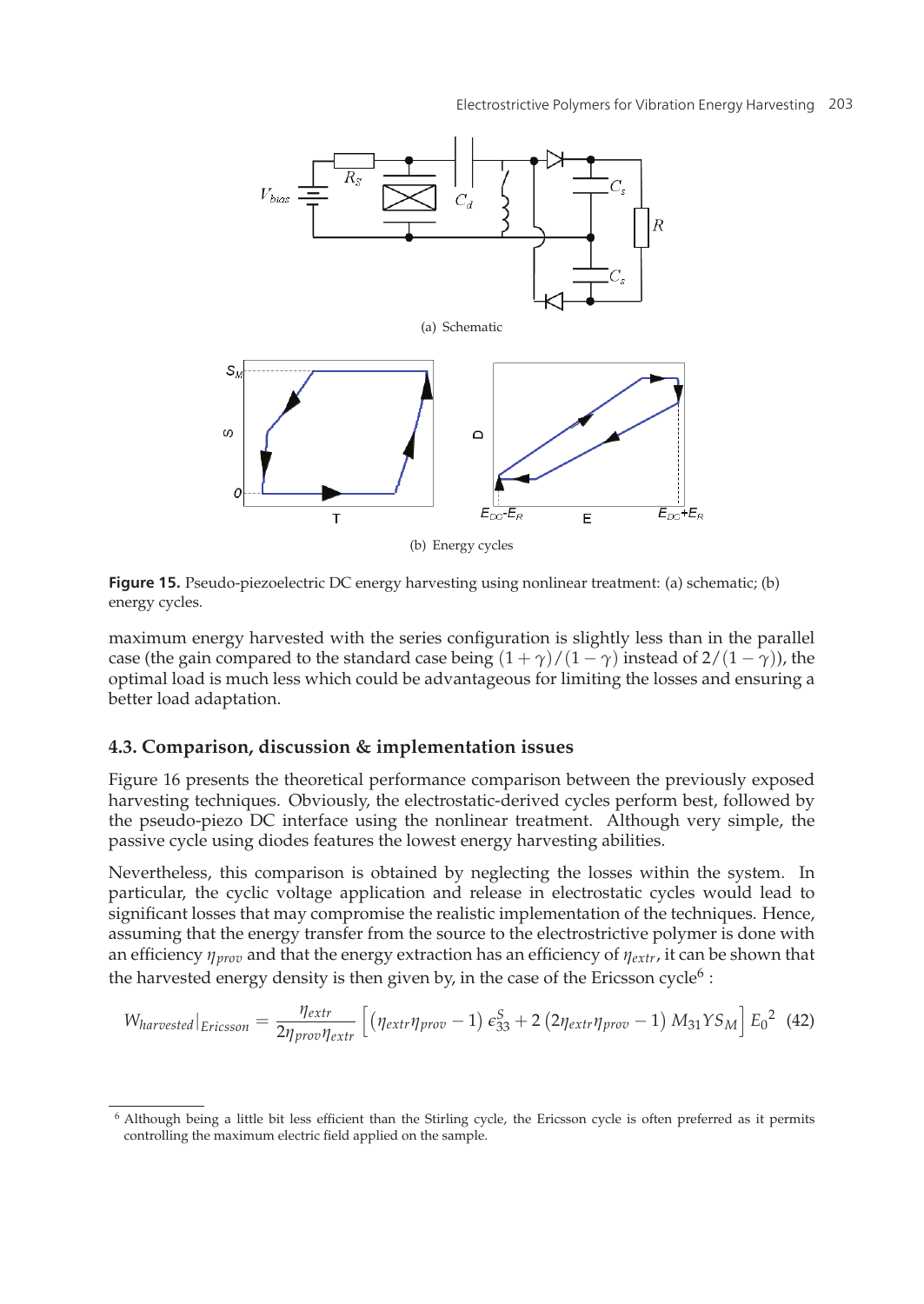(a) Schematic

(b) Energy cycles

**Figure 15.** Pseudo-piezoelectric DC energy harvesting using nonlinear treatment: (a) schematic; (b) energy cycles.

maximum energy harvested with the series configuration is slightly less than in the parallel case (the gain compared to the standard case being $(1+\gamma)/(1-\gamma)$ instead of $2/(1-\gamma)$), the optimal load is much less which could be advantageous for limiting the losses and ensuring a better load adaptation.

### 4.3. Comparison, discussion & implementation issues

Figure 16 presents the theoretical performance comparison between the previously exposed harvesting techniques. Obviously, the electrostatic-derived cycles perform best, followed by the pseudo-piezo DC interface using the nonlinear treatment. Although very simple, the passive cycle using diodes features the lowest energy harvesting abilities.

Nevertheless, this comparison is obtained by neglecting the losses within the system. In particular, the cyclic voltage application and release in electrostatic cycles would lead to significant losses that may compromise the realistic implementation of the techniques. Hence, assuming that the energy transfer from the source to the electrostrictive polymer is done with an efficiency $\eta_{prov}$ and that the energy extraction has an efficiency of $\eta_{extr}$, it can be shown that the harvested energy density is then given by, in the case of the Ericsson cycle[6] :

$$W_{harvested}|_{Ericsson} = \frac{\eta_{extr}}{2\eta_{prov}\eta_{extr}} \left[ \left(\eta_{extr}\eta_{prov} - 1\right) \epsilon_{33}^{S} + 2\left(2\eta_{extr}\eta_{prov} - 1\right) M_{31} Y S_M \right] E_0{}^2 \quad (42)$$

[6] Although being a little bit less efficient than the Stirling cycle, the Ericsson cycle is often preferred as it permits controlling the maximum electric field applied on the sample.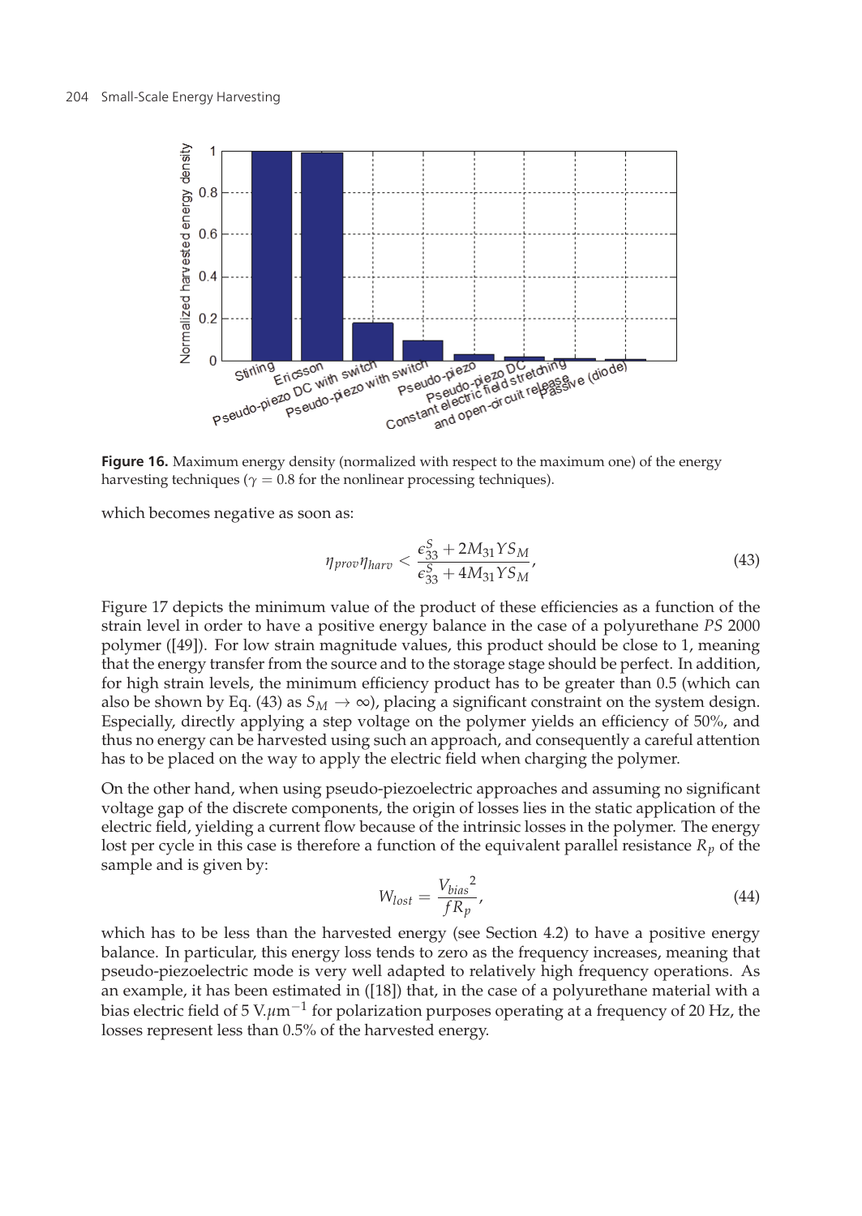**Figure 16.** Maximum energy density (normalized with respect to the maximum one) of the energy harvesting techniques ($\gamma = 0.8$ for the nonlinear processing techniques).

which becomes negative as soon as:

$$\eta_{prov}\eta_{harv} < \frac{\epsilon_{33}^S + 2M_{31}YS_M}{\epsilon_{33}^S + 4M_{31}YS_M}, \tag{43}$$

Figure 17 depicts the minimum value of the product of these efficiencies as a function of the strain level in order to have a positive energy balance in the case of a polyurethane *PS* 2000 polymer ([49]). For low strain magnitude values, this product should be close to 1, meaning that the energy transfer from the source and to the storage stage should be perfect. In addition, for high strain levels, the minimum efficiency product has to be greater than 0.5 (which can also be shown by Eq. (43) as $S_M \to \infty$), placing a significant constraint on the system design. Especially, directly applying a step voltage on the polymer yields an efficiency of 50%, and thus no energy can be harvested using such an approach, and consequently a careful attention has to be placed on the way to apply the electric field when charging the polymer.

On the other hand, when using pseudo-piezoelectric approaches and assuming no significant voltage gap of the discrete components, the origin of losses lies in the static application of the electric field, yielding a current flow because of the intrinsic losses in the polymer. The energy lost per cycle in this case is therefore a function of the equivalent parallel resistance $R_p$ of the sample and is given by:

$$W_{lost} = \frac{{V_{bias}}^2}{fR_p}, \tag{44}$$

which has to be less than the harvested energy (see Section 4.2) to have a positive energy balance. In particular, this energy loss tends to zero as the frequency increases, meaning that pseudo-piezoelectric mode is very well adapted to relatively high frequency operations. As an example, it has been estimated in ([18]) that, in the case of a polyurethane material with a bias electric field of 5 V.$\mu$m$^{-1}$ for polarization purposes operating at a frequency of 20 Hz, the losses represent less than 0.5% of the harvested energy.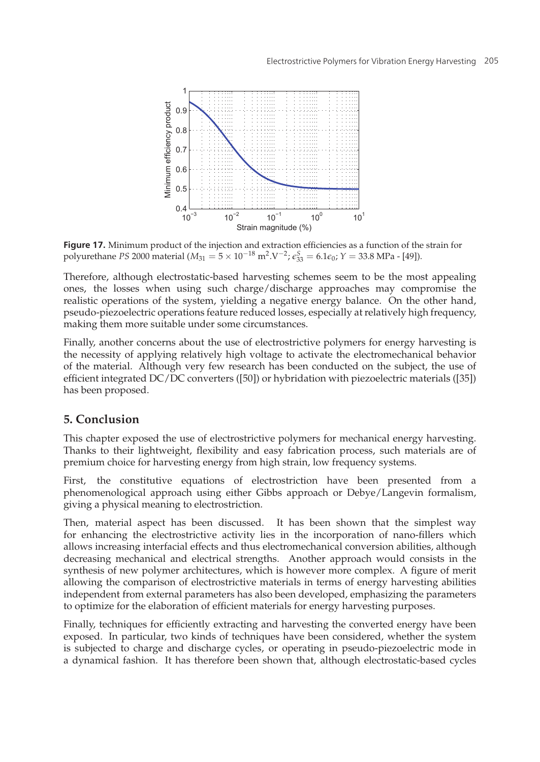**Figure 17.** Minimum product of the injection and extraction efficiencies as a function of the strain for polyurethane *PS* 2000 material ($M_{31} = 5 \times 10^{-18}$ m$^2$.V$^{-2}$; $\epsilon_{33}^S = 6.1\epsilon_0$; $Y = 33.8$ MPa - [49]).

Therefore, although electrostatic-based harvesting schemes seem to be the most appealing ones, the losses when using such charge/discharge approaches may compromise the realistic operations of the system, yielding a negative energy balance. On the other hand, pseudo-piezoelectric operations feature reduced losses, especially at relatively high frequency, making them more suitable under some circumstances.

Finally, another concerns about the use of electrostrictive polymers for energy harvesting is the necessity of applying relatively high voltage to activate the electromechanical behavior of the material. Although very few research has been conducted on the subject, the use of efficient integrated DC/DC converters ([50]) or hybridation with piezoelectric materials ([35]) has been proposed.

## 5. Conclusion

This chapter exposed the use of electrostrictive polymers for mechanical energy harvesting. Thanks to their lightweight, flexibility and easy fabrication process, such materials are of premium choice for harvesting energy from high strain, low frequency systems.

First, the constitutive equations of electrostriction have been presented from a phenomenological approach using either Gibbs approach or Debye/Langevin formalism, giving a physical meaning to electrostriction.

Then, material aspect has been discussed. It has been shown that the simplest way for enhancing the electrostrictive activity lies in the incorporation of nano-fillers which allows increasing interfacial effects and thus electromechanical conversion abilities, although decreasing mechanical and electrical strengths. Another approach would consists in the synthesis of new polymer architectures, which is however more complex. A figure of merit allowing the comparison of electrostrictive materials in terms of energy harvesting abilities independent from external parameters has also been developed, emphasizing the parameters to optimize for the elaboration of efficient materials for energy harvesting purposes.

Finally, techniques for efficiently extracting and harvesting the converted energy have been exposed. In particular, two kinds of techniques have been considered, whether the system is subjected to charge and discharge cycles, or operating in pseudo-piezoelectric mode in a dynamical fashion. It has therefore been shown that, although electrostatic-based cycles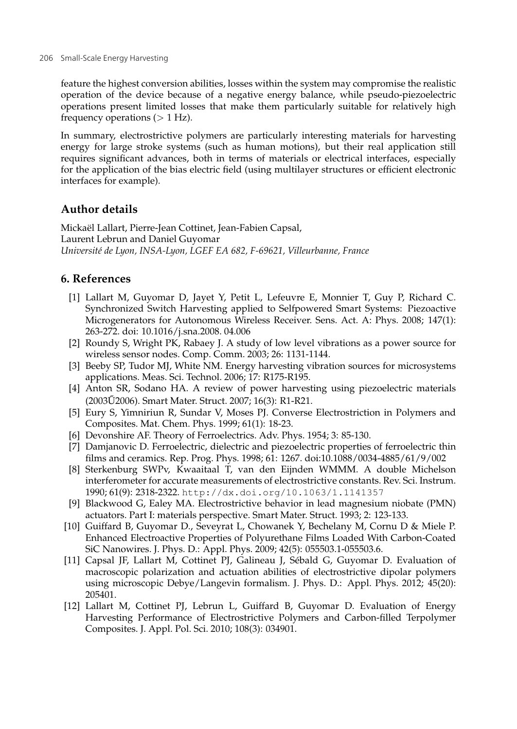feature the highest conversion abilities, losses within the system may compromise the realistic operation of the device because of a negative energy balance, while pseudo-piezoelectric operations present limited losses that make them particularly suitable for relatively high frequency operations (> 1 Hz).

In summary, electrostrictive polymers are particularly interesting materials for harvesting energy for large stroke systems (such as human motions), but their real application still requires significant advances, both in terms of materials or electrical interfaces, especially for the application of the bias electric field (using multilayer structures or efficient electronic interfaces for example).

## Author details

Mickaël Lallart, Pierre-Jean Cottinet, Jean-Fabien Capsal, Laurent Lebrun and Daniel Guyomar
*Université de Lyon, INSA-Lyon, LGEF EA 682, F-69621, Villeurbanne, France*

## 6. References

[1] Lallart M, Guyomar D, Jayet Y, Petit L, Lefeuvre E, Monnier T, Guy P, Richard C. Synchronized Switch Harvesting applied to Selfpowered Smart Systems: Piezoactive Microgenerators for Autonomous Wireless Receiver. Sens. Act. A: Phys. 2008; 147(1): 263-272. doi: 10.1016/j.sna.2008. 04.006

[2] Roundy S, Wright PK, Rabaey J. A study of low level vibrations as a power source for wireless sensor nodes. Comp. Comm. 2003; 26: 1131-1144.

[3] Beeby SP, Tudor MJ, White NM. Energy harvesting vibration sources for microsystems applications. Meas. Sci. Technol. 2006; 17: R175-R195.

[4] Anton SR, Sodano HA. A review of power harvesting using piezoelectric materials (2003Ű2006). Smart Mater. Struct. 2007; 16(3): R1-R21.

[5] Eury S, Yimniriun R, Sundar V, Moses PJ. Converse Electrostriction in Polymers and Composites. Mat. Chem. Phys. 1999; 61(1): 18-23.

[6] Devonshire AF. Theory of Ferroelectrics. Adv. Phys. 1954; 3: 85-130.

[7] Damjanovic D. Ferroelectric, dielectric and piezoelectric properties of ferroelectric thin films and ceramics. Rep. Prog. Phys. 1998; 61: 1267. doi:10.1088/0034-4885/61/9/002

[8] Sterkenburg SWPv, Kwaaitaal T, van den Eijnden WMMM. A double Michelson interferometer for accurate measurements of electrostrictive constants. Rev. Sci. Instrum. 1990; 61(9): 2318-2322. http://dx.doi.org/10.1063/1.1141357

[9] Blackwood G, Ealey MA. Electrostrictive behavior in lead magnesium niobate (PMN) actuators. Part I: materials perspective. Smart Mater. Struct. 1993; 2: 123-133.

[10] Guiffard B, Guyomar D., Seveyrat L, Chowanek Y, Bechelany M, Cornu D & Miele P. Enhanced Electroactive Properties of Polyurethane Films Loaded With Carbon-Coated SiC Nanowires. J. Phys. D.: Appl. Phys. 2009; 42(5): 055503.1-055503.6.

[11] Capsal JF, Lallart M, Cottinet PJ, Galineau J, Sébald G, Guyomar D. Evaluation of macroscopic polarization and actuation abilities of electrostrictive dipolar polymers using microscopic Debye/Langevin formalism. J. Phys. D.: Appl. Phys. 2012; 45(20): 205401.

[12] Lallart M, Cottinet PJ, Lebrun L, Guiffard B, Guyomar D. Evaluation of Energy Harvesting Performance of Electrostrictive Polymers and Carbon-filled Terpolymer Composites. J. Appl. Pol. Sci. 2010; 108(3): 034901.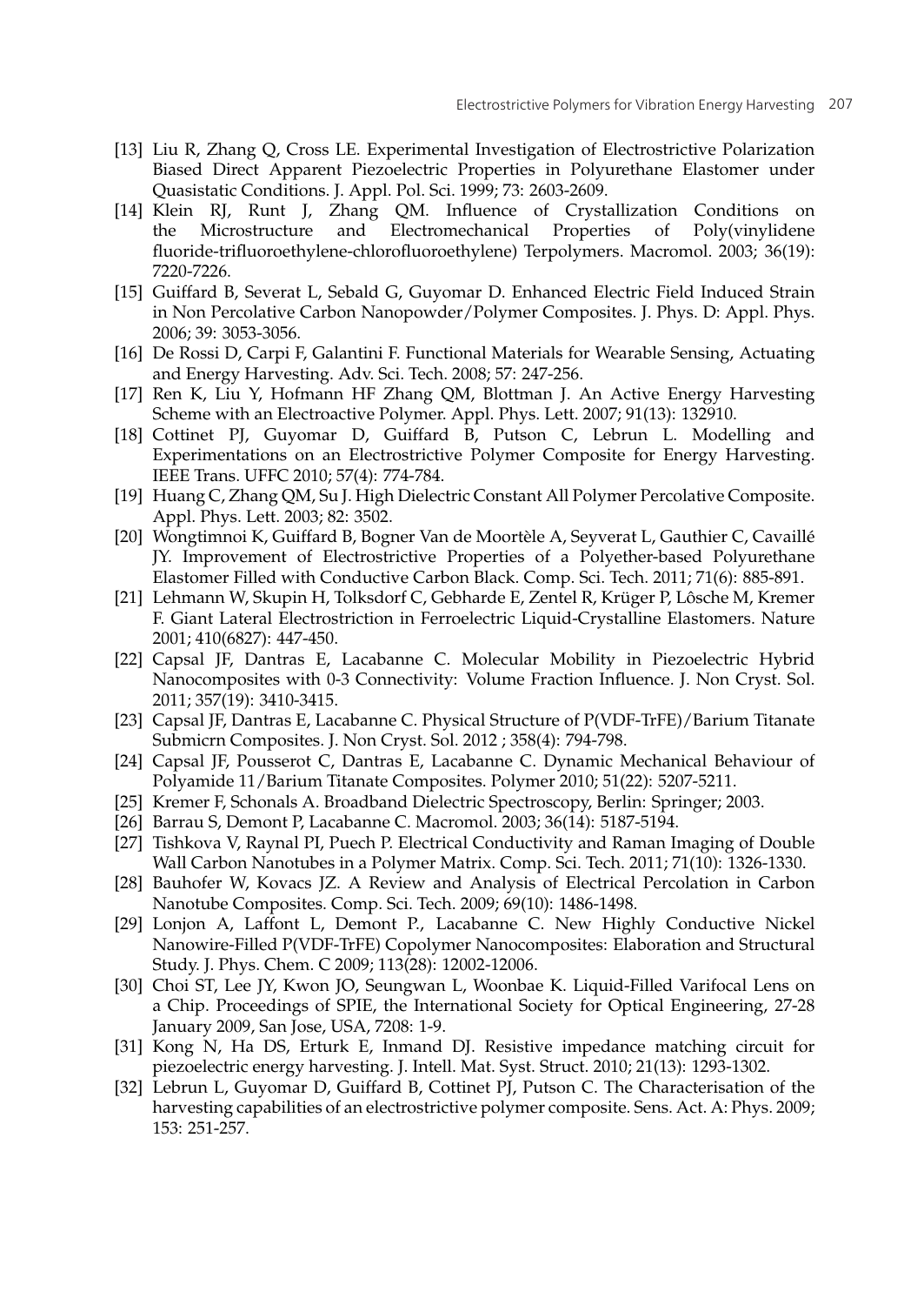[13] Liu R, Zhang Q, Cross LE. Experimental Investigation of Electrostrictive Polarization Biased Direct Apparent Piezoelectric Properties in Polyurethane Elastomer under Quasistatic Conditions. J. Appl. Pol. Sci. 1999; 73: 2603-2609.

[14] Klein RJ, Runt J, Zhang QM. Influence of Crystallization Conditions on the Microstructure and Electromechanical Properties of Poly(vinylidene fluoride-trifluoroethylene-chlorofluoroethylene) Terpolymers. Macromol. 2003; 36(19): 7220-7226.

[15] Guiffard B, Severat L, Sebald G, Guyomar D. Enhanced Electric Field Induced Strain in Non Percolative Carbon Nanopowder/Polymer Composites. J. Phys. D: Appl. Phys. 2006; 39: 3053-3056.

[16] De Rossi D, Carpi F, Galantini F. Functional Materials for Wearable Sensing, Actuating and Energy Harvesting. Adv. Sci. Tech. 2008; 57: 247-256.

[17] Ren K, Liu Y, Hofmann HF Zhang QM, Blottman J. An Active Energy Harvesting Scheme with an Electroactive Polymer. Appl. Phys. Lett. 2007; 91(13): 132910.

[18] Cottinet PJ, Guyomar D, Guiffard B, Putson C, Lebrun L. Modelling and Experimentations on an Electrostrictive Polymer Composite for Energy Harvesting. IEEE Trans. UFFC 2010; 57(4): 774-784.

[19] Huang C, Zhang QM, Su J. High Dielectric Constant All Polymer Percolative Composite. Appl. Phys. Lett. 2003; 82: 3502.

[20] Wongtimnoi K, Guiffard B, Bogner Van de Moortèle A, Seyverat L, Gauthier C, Cavaillé JY. Improvement of Electrostrictive Properties of a Polyether-based Polyurethane Elastomer Filled with Conductive Carbon Black. Comp. Sci. Tech. 2011; 71(6): 885-891.

[21] Lehmann W, Skupin H, Tolksdorf C, Gebharde E, Zentel R, Krüger P, Lôsche M, Kremer F. Giant Lateral Electrostriction in Ferroelectric Liquid-Crystalline Elastomers. Nature 2001; 410(6827): 447-450.

[22] Capsal JF, Dantras E, Lacabanne C. Molecular Mobility in Piezoelectric Hybrid Nanocomposites with 0-3 Connectivity: Volume Fraction Influence. J. Non Cryst. Sol. 2011; 357(19): 3410-3415.

[23] Capsal JF, Dantras E, Lacabanne C. Physical Structure of P(VDF-TrFE)/Barium Titanate Submicrn Composites. J. Non Cryst. Sol. 2012 ; 358(4): 794-798.

[24] Capsal JF, Pousserot C, Dantras E, Lacabanne C. Dynamic Mechanical Behaviour of Polyamide 11/Barium Titanate Composites. Polymer 2010; 51(22): 5207-5211.

[25] Kremer F, Schonals A. Broadband Dielectric Spectroscopy, Berlin: Springer; 2003.

[26] Barrau S, Demont P, Lacabanne C. Macromol. 2003; 36(14): 5187-5194.

[27] Tishkova V, Raynal PI, Puech P. Electrical Conductivity and Raman Imaging of Double Wall Carbon Nanotubes in a Polymer Matrix. Comp. Sci. Tech. 2011; 71(10): 1326-1330.

[28] Bauhofer W, Kovacs JZ. A Review and Analysis of Electrical Percolation in Carbon Nanotube Composites. Comp. Sci. Tech. 2009; 69(10): 1486-1498.

[29] Lonjon A, Laffont L, Demont P., Lacabanne C. New Highly Conductive Nickel Nanowire-Filled P(VDF-TrFE) Copolymer Nanocomposites: Elaboration and Structural Study. J. Phys. Chem. C 2009; 113(28): 12002-12006.

[30] Choi ST, Lee JY, Kwon JO, Seungwan L, Woonbae K. Liquid-Filled Varifocal Lens on a Chip. Proceedings of SPIE, the International Society for Optical Engineering, 27-28 January 2009, San Jose, USA, 7208: 1-9.

[31] Kong N, Ha DS, Erturk E, Inmand DJ. Resistive impedance matching circuit for piezoelectric energy harvesting. J. Intell. Mat. Syst. Struct. 2010; 21(13): 1293-1302.

[32] Lebrun L, Guyomar D, Guiffard B, Cottinet PJ, Putson C. The Characterisation of the harvesting capabilities of an electrostrictive polymer composite. Sens. Act. A: Phys. 2009; 153: 251-257.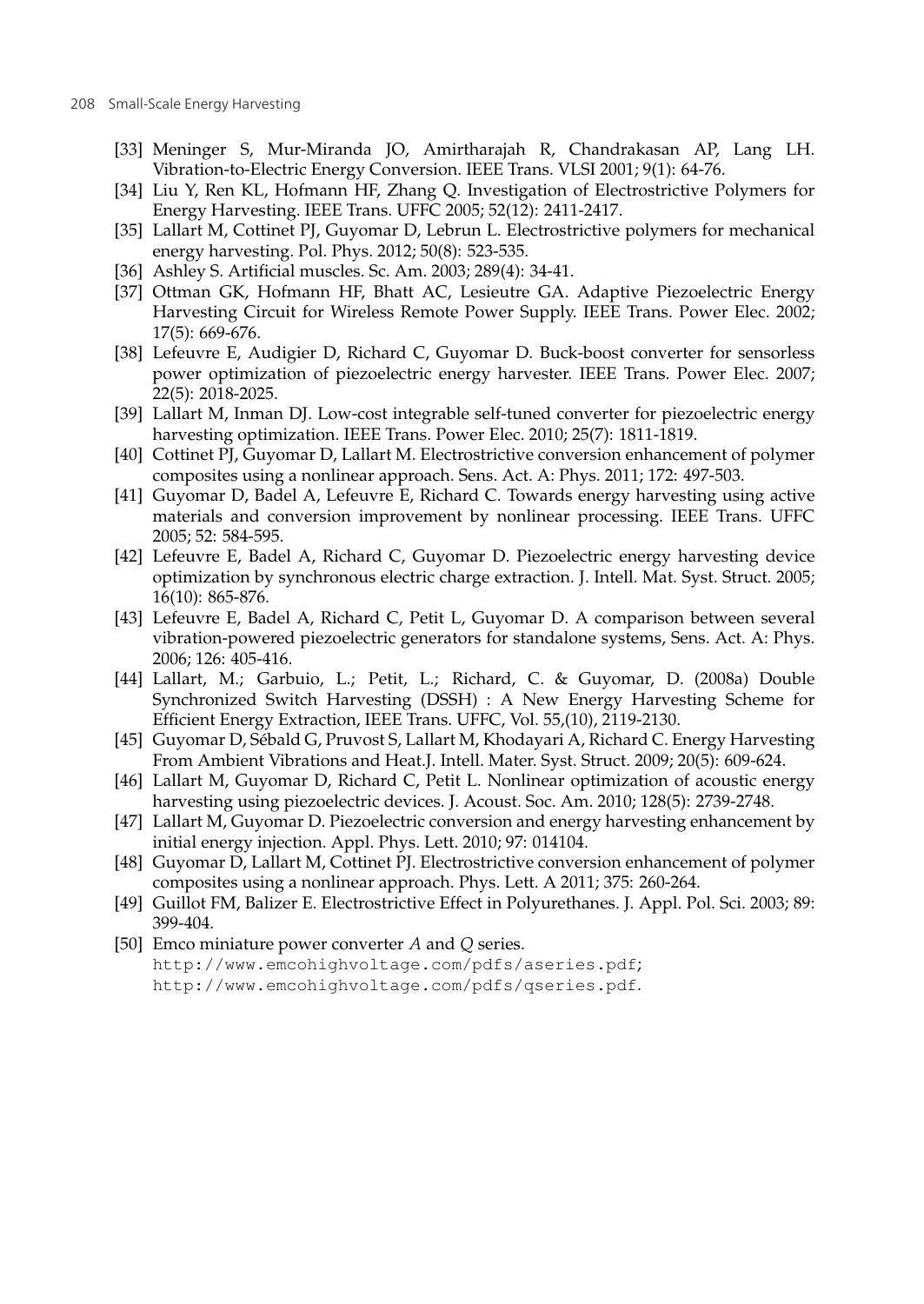[33] Meninger S, Mur-Miranda JO, Amirtharajah R, Chandrakasan AP, Lang LH. Vibration-to-Electric Energy Conversion. IEEE Trans. VLSI 2001; 9(1): 64-76.

[34] Liu Y, Ren KL, Hofmann HF, Zhang Q. Investigation of Electrostrictive Polymers for Energy Harvesting. IEEE Trans. UFFC 2005; 52(12): 2411-2417.

[35] Lallart M, Cottinet PJ, Guyomar D, Lebrun L. Electrostrictive polymers for mechanical energy harvesting. Pol. Phys. 2012; 50(8): 523-535.

[36] Ashley S. Artificial muscles. Sc. Am. 2003; 289(4): 34-41.

[37] Ottman GK, Hofmann HF, Bhatt AC, Lesieutre GA. Adaptive Piezoelectric Energy Harvesting Circuit for Wireless Remote Power Supply. IEEE Trans. Power Elec. 2002; 17(5): 669-676.

[38] Lefeuvre E, Audigier D, Richard C, Guyomar D. Buck-boost converter for sensorless power optimization of piezoelectric energy harvester. IEEE Trans. Power Elec. 2007; 22(5): 2018-2025.

[39] Lallart M, Inman DJ. Low-cost integrable self-tuned converter for piezoelectric energy harvesting optimization. IEEE Trans. Power Elec. 2010; 25(7): 1811-1819.

[40] Cottinet PJ, Guyomar D, Lallart M. Electrostrictive conversion enhancement of polymer composites using a nonlinear approach. Sens. Act. A: Phys. 2011; 172: 497-503.

[41] Guyomar D, Badel A, Lefeuvre E, Richard C. Towards energy harvesting using active materials and conversion improvement by nonlinear processing. IEEE Trans. UFFC 2005; 52: 584-595.

[42] Lefeuvre E, Badel A, Richard C, Guyomar D. Piezoelectric energy harvesting device optimization by synchronous electric charge extraction. J. Intell. Mat. Syst. Struct. 2005; 16(10): 865-876.

[43] Lefeuvre E, Badel A, Richard C, Petit L, Guyomar D. A comparison between several vibration-powered piezoelectric generators for standalone systems, Sens. Act. A: Phys. 2006; 126: 405-416.

[44] Lallart, M.; Garbuio, L.; Petit, L.; Richard, C. & Guyomar, D. (2008a) Double Synchronized Switch Harvesting (DSSH) : A New Energy Harvesting Scheme for Efficient Energy Extraction, IEEE Trans. UFFC, Vol. 55,(10), 2119-2130.

[45] Guyomar D, Sébald G, Pruvost S, Lallart M, Khodayari A, Richard C. Energy Harvesting From Ambient Vibrations and Heat.J. Intell. Mater. Syst. Struct. 2009; 20(5): 609-624.

[46] Lallart M, Guyomar D, Richard C, Petit L. Nonlinear optimization of acoustic energy harvesting using piezoelectric devices. J. Acoust. Soc. Am. 2010; 128(5): 2739-2748.

[47] Lallart M, Guyomar D. Piezoelectric conversion and energy harvesting enhancement by initial energy injection. Appl. Phys. Lett. 2010; 97: 014104.

[48] Guyomar D, Lallart M, Cottinet PJ. Electrostrictive conversion enhancement of polymer composites using a nonlinear approach. Phys. Lett. A 2011; 375: 260-264.

[49] Guillot FM, Balizer E. Electrostrictive Effect in Polyurethanes. J. Appl. Pol. Sci. 2003; 89: 399-404.

[50] Emco miniature power converter *A* and *Q* series. http://www.emcohighvoltage.com/pdfs/aseries.pdf; http://www.emcohighvoltage.com/pdfs/qseries.pdf.